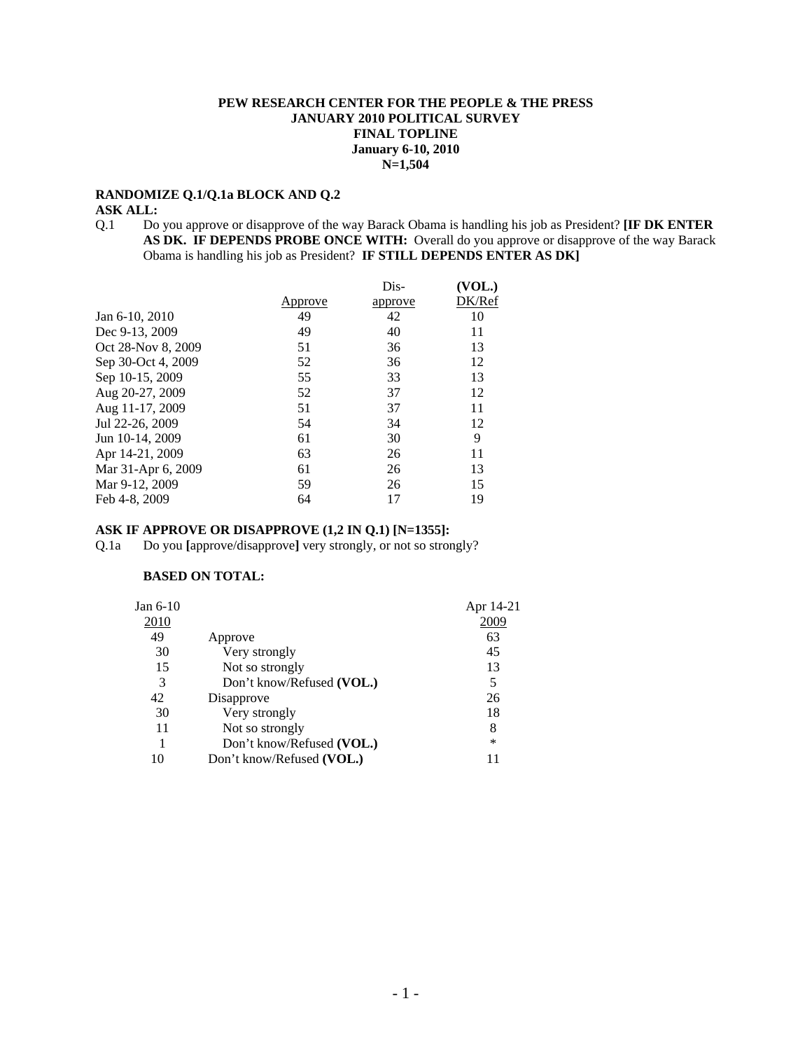**PEW RESEARCH CENTER FOR THE PEOPLE & THE PRESS**
**JANUARY 2010 POLITICAL SURVEY**
**FINAL TOPLINE**
**January 6-10, 2010**
**N=1,504**

**RANDOMIZE Q.1/Q.1a BLOCK AND Q.2**
**ASK ALL:**

Q.1 Do you approve or disapprove of the way Barack Obama is handling his job as President? **[IF DK ENTER AS DK. IF DEPENDS PROBE ONCE WITH:** Overall do you approve or disapprove of the way Barack Obama is handling his job as President? **IF STILL DEPENDS ENTER AS DK]**

| | Approve | Dis-approve | (VOL.) DK/Ref |
|---|---|---|---|
| Jan 6-10, 2010 | 49 | 42 | 10 |
| Dec 9-13, 2009 | 49 | 40 | 11 |
| Oct 28-Nov 8, 2009 | 51 | 36 | 13 |
| Sep 30-Oct 4, 2009 | 52 | 36 | 12 |
| Sep 10-15, 2009 | 55 | 33 | 13 |
| Aug 20-27, 2009 | 52 | 37 | 12 |
| Aug 11-17, 2009 | 51 | 37 | 11 |
| Jul 22-26, 2009 | 54 | 34 | 12 |
| Jun 10-14, 2009 | 61 | 30 | 9 |
| Apr 14-21, 2009 | 63 | 26 | 11 |
| Mar 31-Apr 6, 2009 | 61 | 26 | 13 |
| Mar 9-12, 2009 | 59 | 26 | 15 |
| Feb 4-8, 2009 | 64 | 17 | 19 |

**ASK IF APPROVE OR DISAPPROVE (1,2 IN Q.1) [N=1355]:**

Q.1a Do you **[**approve/disapprove**]** very strongly, or not so strongly?

**BASED ON TOTAL:**

| Jan 6-10 2010 | | Apr 14-21 2009 |
|---|---|---|
| 49 | Approve | 63 |
| 30 | Very strongly | 45 |
| 15 | Not so strongly | 13 |
| 3 | Don't know/Refused **(VOL.)** | 5 |
| 42 | Disapprove | 26 |
| 30 | Very strongly | 18 |
| 11 | Not so strongly | 8 |
| 1 | Don't know/Refused **(VOL.)** | * |
| 10 | Don't know/Refused **(VOL.)** | 11 |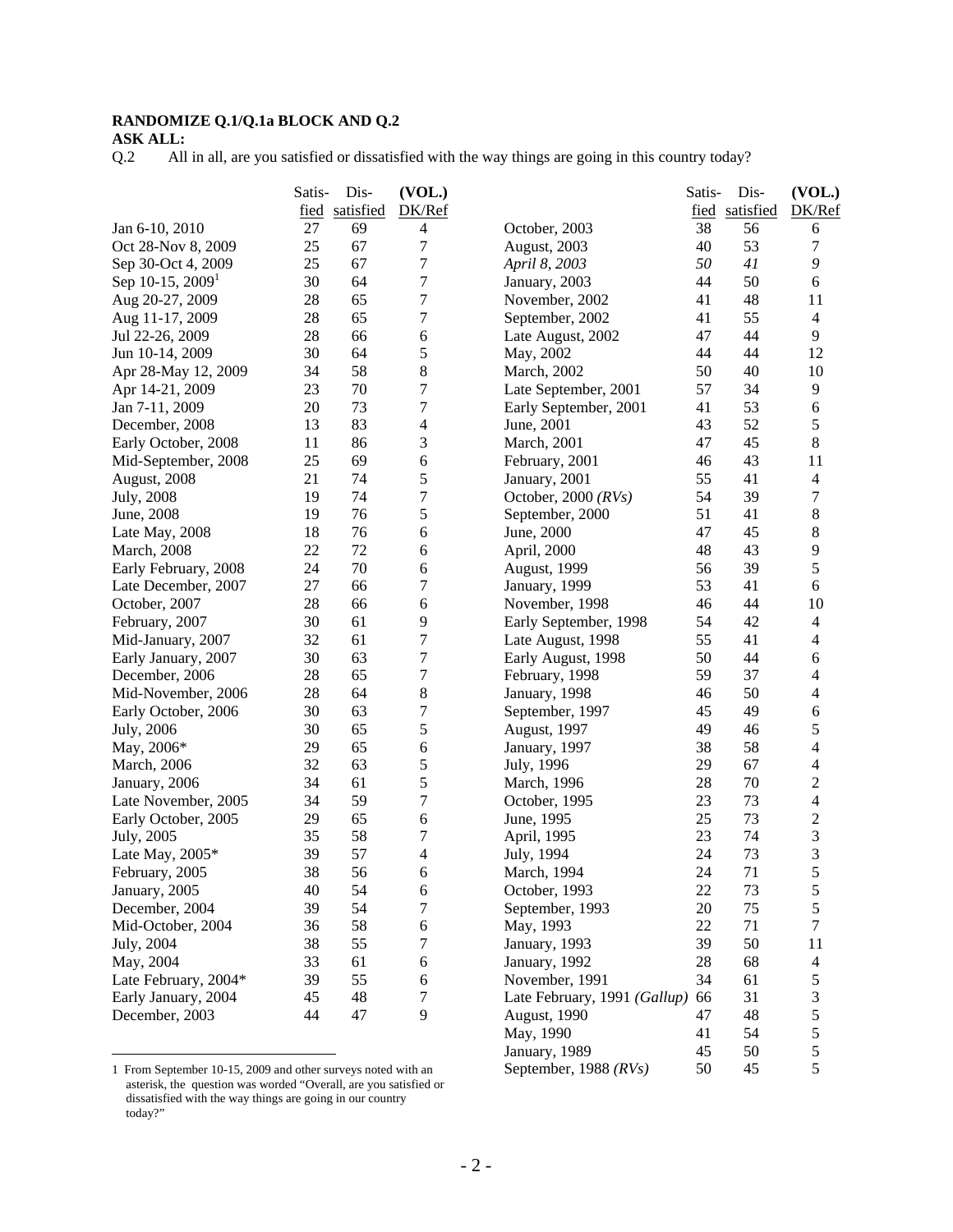**RANDOMIZE Q.1/Q.1a BLOCK AND Q.2**

**ASK ALL:**

Q.2 All in all, are you satisfied or dissatisfied with the way things are going in this country today?

| | Satis-fied | Dis-satisfied | (VOL.) DK/Ref |
|---|---|---|---|
| Jan 6-10, 2010 | 27 | 69 | 4 |
| Oct 28-Nov 8, 2009 | 25 | 67 | 7 |
| Sep 30-Oct 4, 2009 | 25 | 67 | 7 |
| Sep 10-15, 2009[1] | 30 | 64 | 7 |
| Aug 20-27, 2009 | 28 | 65 | 7 |
| Aug 11-17, 2009 | 28 | 65 | 7 |
| Jul 22-26, 2009 | 28 | 66 | 6 |
| Jun 10-14, 2009 | 30 | 64 | 5 |
| Apr 28-May 12, 2009 | 34 | 58 | 8 |
| Apr 14-21, 2009 | 23 | 70 | 7 |
| Jan 7-11, 2009 | 20 | 73 | 7 |
| December, 2008 | 13 | 83 | 4 |
| Early October, 2008 | 11 | 86 | 3 |
| Mid-September, 2008 | 25 | 69 | 6 |
| August, 2008 | 21 | 74 | 5 |
| July, 2008 | 19 | 74 | 7 |
| June, 2008 | 19 | 76 | 5 |
| Late May, 2008 | 18 | 76 | 6 |
| March, 2008 | 22 | 72 | 6 |
| Early February, 2008 | 24 | 70 | 6 |
| Late December, 2007 | 27 | 66 | 7 |
| October, 2007 | 28 | 66 | 6 |
| February, 2007 | 30 | 61 | 9 |
| Mid-January, 2007 | 32 | 61 | 7 |
| Early January, 2007 | 30 | 63 | 7 |
| December, 2006 | 28 | 65 | 7 |
| Mid-November, 2006 | 28 | 64 | 8 |
| Early October, 2006 | 30 | 63 | 7 |
| July, 2006 | 30 | 65 | 5 |
| May, 2006* | 29 | 65 | 6 |
| March, 2006 | 32 | 63 | 5 |
| January, 2006 | 34 | 61 | 5 |
| Late November, 2005 | 34 | 59 | 7 |
| Early October, 2005 | 29 | 65 | 6 |
| July, 2005 | 35 | 58 | 7 |
| Late May, 2005* | 39 | 57 | 4 |
| February, 2005 | 38 | 56 | 6 |
| January, 2005 | 40 | 54 | 6 |
| December, 2004 | 39 | 54 | 7 |
| Mid-October, 2004 | 36 | 58 | 6 |
| July, 2004 | 38 | 55 | 7 |
| May, 2004 | 33 | 61 | 6 |
| Late February, 2004* | 39 | 55 | 6 |
| Early January, 2004 | 45 | 48 | 7 |
| December, 2003 | 44 | 47 | 9 |
| October, 2003 | 38 | 56 | 6 |
| August, 2003 | 40 | 53 | 7 |
| *April 8, 2003* | *50* | *41* | *9* |
| January, 2003 | 44 | 50 | 6 |
| November, 2002 | 41 | 48 | 11 |
| September, 2002 | 41 | 55 | 4 |
| Late August, 2002 | 47 | 44 | 9 |
| May, 2002 | 44 | 44 | 12 |
| March, 2002 | 50 | 40 | 10 |
| Late September, 2001 | 57 | 34 | 9 |
| Early September, 2001 | 41 | 53 | 6 |
| June, 2001 | 43 | 52 | 5 |
| March, 2001 | 47 | 45 | 8 |
| February, 2001 | 46 | 43 | 11 |
| January, 2001 | 55 | 41 | 4 |
| October, 2000 *(RVs)* | 54 | 39 | 7 |
| September, 2000 | 51 | 41 | 8 |
| June, 2000 | 47 | 45 | 8 |
| April, 2000 | 48 | 43 | 9 |
| August, 1999 | 56 | 39 | 5 |
| January, 1999 | 53 | 41 | 6 |
| November, 1998 | 46 | 44 | 10 |
| Early September, 1998 | 54 | 42 | 4 |
| Late August, 1998 | 55 | 41 | 4 |
| Early August, 1998 | 50 | 44 | 6 |
| February, 1998 | 59 | 37 | 4 |
| January, 1998 | 46 | 50 | 4 |
| September, 1997 | 45 | 49 | 6 |
| August, 1997 | 49 | 46 | 5 |
| January, 1997 | 38 | 58 | 4 |
| July, 1996 | 29 | 67 | 4 |
| March, 1996 | 28 | 70 | 2 |
| October, 1995 | 23 | 73 | 4 |
| June, 1995 | 25 | 73 | 2 |
| April, 1995 | 23 | 74 | 3 |
| July, 1994 | 24 | 73 | 3 |
| March, 1994 | 24 | 71 | 5 |
| October, 1993 | 22 | 73 | 5 |
| September, 1993 | 20 | 75 | 5 |
| May, 1993 | 22 | 71 | 7 |
| January, 1993 | 39 | 50 | 11 |
| January, 1992 | 28 | 68 | 4 |
| November, 1991 | 34 | 61 | 5 |
| Late February, 1991 *(Gallup)* | 66 | 31 | 3 |
| August, 1990 | 47 | 48 | 5 |
| May, 1990 | 41 | 54 | 5 |
| January, 1989 | 45 | 50 | 5 |
| September, 1988 *(RVs)* | 50 | 45 | 5 |

1 From September 10-15, 2009 and other surveys noted with an asterisk, the question was worded "Overall, are you satisfied or dissatisfied with the way things are going in our country today?"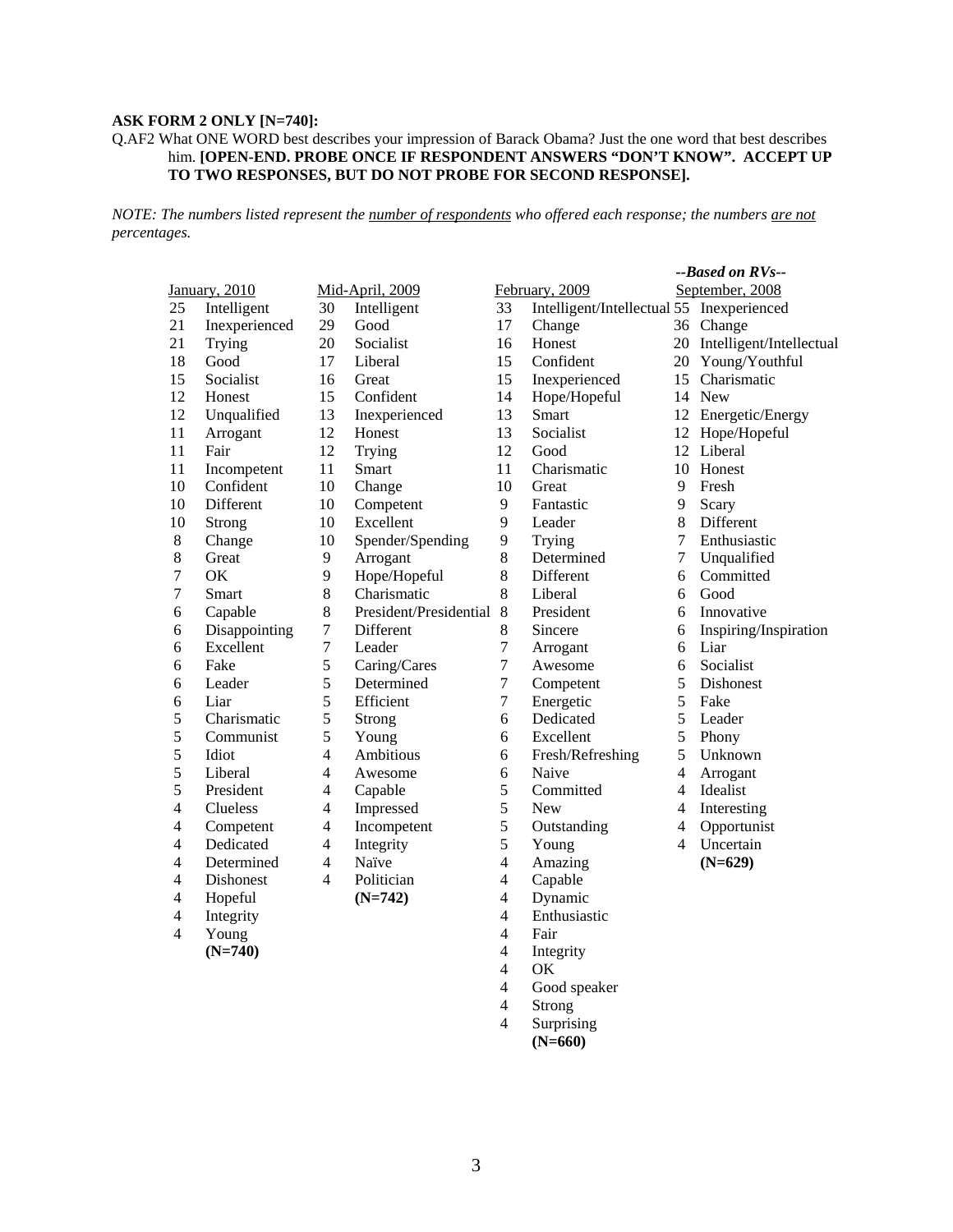**ASK FORM 2 ONLY [N=740]:**

Q.AF2 What ONE WORD best describes your impression of Barack Obama? Just the one word that best describes him. **[OPEN-END. PROBE ONCE IF RESPONDENT ANSWERS "DON'T KNOW". ACCEPT UP TO TWO RESPONSES, BUT DO NOT PROBE FOR SECOND RESPONSE].**

*NOTE: The numbers listed represent the number of respondents who offered each response; the numbers are not percentages.*

| January, 2010 | | Mid-April, 2009 | | February, 2009 | | *--Based on RVs--* September, 2008 | |
|---|---|---|---|---|---|---|---|
| 25 | Intelligent | 30 | Intelligent | 33 | Intelligent/Intellectual | 55 | Inexperienced |
| 21 | Inexperienced | 29 | Good | 17 | Change | 36 | Change |
| 21 | Trying | 20 | Socialist | 16 | Honest | 20 | Intelligent/Intellectual |
| 18 | Good | 17 | Liberal | 15 | Confident | 20 | Young/Youthful |
| 15 | Socialist | 16 | Great | 15 | Inexperienced | 15 | Charismatic |
| 12 | Honest | 15 | Confident | 14 | Hope/Hopeful | 14 | New |
| 12 | Unqualified | 13 | Inexperienced | 13 | Smart | 12 | Energetic/Energy |
| 11 | Arrogant | 12 | Honest | 13 | Socialist | 12 | Hope/Hopeful |
| 11 | Fair | 12 | Trying | 12 | Good | 12 | Liberal |
| 11 | Incompetent | 11 | Smart | 11 | Charismatic | 10 | Honest |
| 10 | Confident | 10 | Change | 10 | Great | 9 | Fresh |
| 10 | Different | 10 | Competent | 9 | Fantastic | 9 | Scary |
| 10 | Strong | 10 | Excellent | 9 | Leader | 8 | Different |
| 8 | Change | 10 | Spender/Spending | 9 | Trying | 7 | Enthusiastic |
| 8 | Great | 9 | Arrogant | 8 | Determined | 7 | Unqualified |
| 7 | OK | 9 | Hope/Hopeful | 8 | Different | 6 | Committed |
| 7 | Smart | 8 | Charismatic | 8 | Liberal | 6 | Good |
| 6 | Capable | 8 | President/Presidential | 8 | President | 6 | Innovative |
| 6 | Disappointing | 7 | Different | 8 | Sincere | 6 | Inspiring/Inspiration |
| 6 | Excellent | 7 | Leader | 7 | Arrogant | 6 | Liar |
| 6 | Fake | 5 | Caring/Cares | 7 | Awesome | 6 | Socialist |
| 6 | Leader | 5 | Determined | 7 | Competent | 5 | Dishonest |
| 6 | Liar | 5 | Efficient | 7 | Energetic | 5 | Fake |
| 5 | Charismatic | 5 | Strong | 6 | Dedicated | 5 | Leader |
| 5 | Communist | 5 | Young | 6 | Excellent | 5 | Phony |
| 5 | Idiot | 4 | Ambitious | 6 | Fresh/Refreshing | 5 | Unknown |
| 5 | Liberal | 4 | Awesome | 6 | Naive | 4 | Arrogant |
| 5 | President | 4 | Capable | 5 | Committed | 4 | Idealist |
| 4 | Clueless | 4 | Impressed | 5 | New | 4 | Interesting |
| 4 | Competent | 4 | Incompetent | 5 | Outstanding | 4 | Opportunist |
| 4 | Dedicated | 4 | Integrity | 5 | Young | 4 | Uncertain |
| 4 | Determined | 4 | Naïve | 4 | Amazing | | **(N=629)** |
| 4 | Dishonest | 4 | Politician | 4 | Capable | | |
| 4 | Hopeful | | **(N=742)** | 4 | Dynamic | | |
| 4 | Integrity | | | 4 | Enthusiastic | | |
| 4 | Young | | | 4 | Fair | | |
| | **(N=740)** | | | 4 | Integrity | | |
| | | | | 4 | OK | | |
| | | | | 4 | Good speaker | | |
| | | | | 4 | Strong | | |
| | | | | 4 | Surprising | | |
| | | | | | **(N=660)** | | |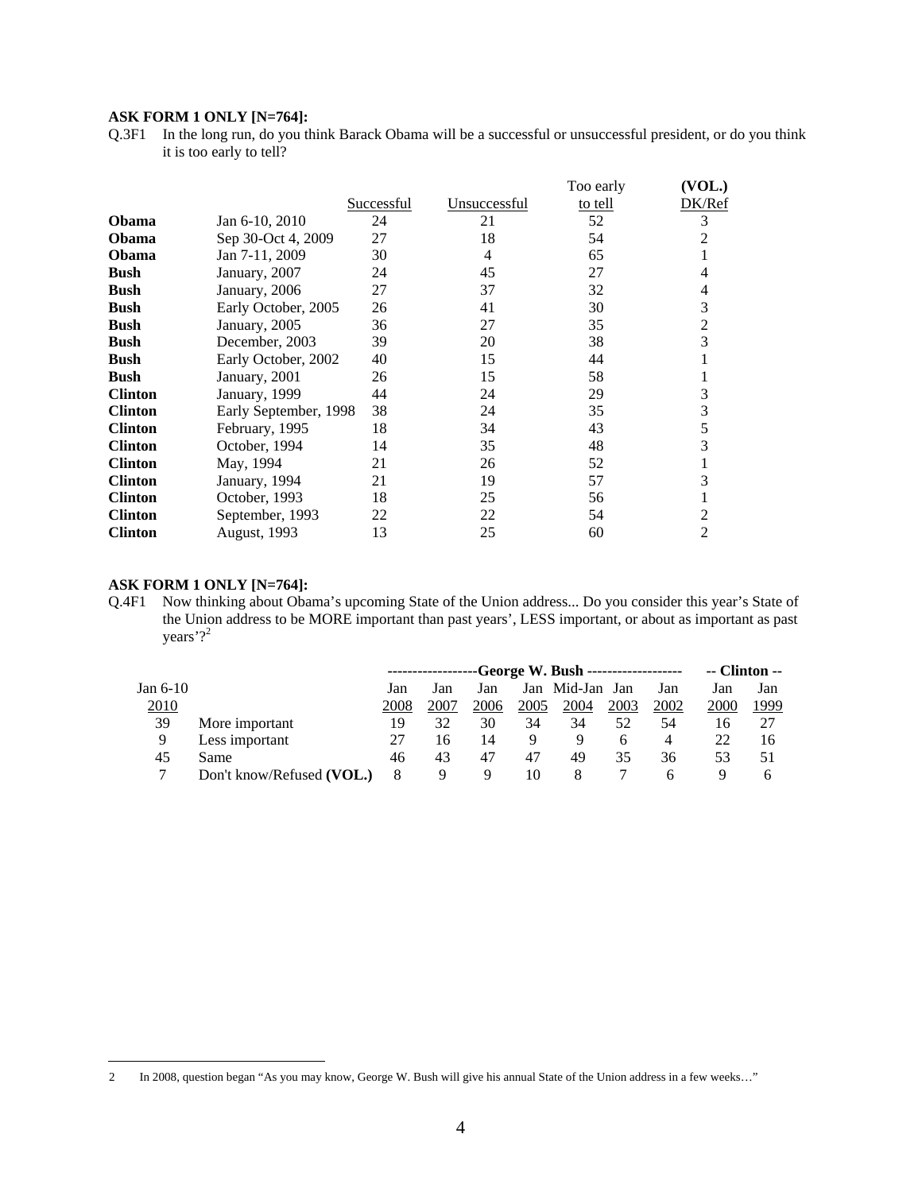**ASK FORM 1 ONLY [N=764]:**

Q.3F1 In the long run, do you think Barack Obama will be a successful or unsuccessful president, or do you think it is too early to tell?

| | | Successful | Unsuccessful | Too early to tell | (VOL.) DK/Ref |
|---|---|---|---|---|---|
| **Obama** | Jan 6-10, 2010 | 24 | 21 | 52 | 3 |
| **Obama** | Sep 30-Oct 4, 2009 | 27 | 18 | 54 | 2 |
| **Obama** | Jan 7-11, 2009 | 30 | 4 | 65 | 1 |
| **Bush** | January, 2007 | 24 | 45 | 27 | 4 |
| **Bush** | January, 2006 | 27 | 37 | 32 | 4 |
| **Bush** | Early October, 2005 | 26 | 41 | 30 | 3 |
| **Bush** | January, 2005 | 36 | 27 | 35 | 2 |
| **Bush** | December, 2003 | 39 | 20 | 38 | 3 |
| **Bush** | Early October, 2002 | 40 | 15 | 44 | 1 |
| **Bush** | January, 2001 | 26 | 15 | 58 | 1 |
| **Clinton** | January, 1999 | 44 | 24 | 29 | 3 |
| **Clinton** | Early September, 1998 | 38 | 24 | 35 | 3 |
| **Clinton** | February, 1995 | 18 | 34 | 43 | 5 |
| **Clinton** | October, 1994 | 14 | 35 | 48 | 3 |
| **Clinton** | May, 1994 | 21 | 26 | 52 | 1 |
| **Clinton** | January, 1994 | 21 | 19 | 57 | 3 |
| **Clinton** | October, 1993 | 18 | 25 | 56 | 1 |
| **Clinton** | September, 1993 | 22 | 22 | 54 | 2 |
| **Clinton** | August, 1993 | 13 | 25 | 60 | 2 |

**ASK FORM 1 ONLY [N=764]:**

Q.4F1 Now thinking about Obama's upcoming State of the Union address... Do you consider this year's State of the Union address to be MORE important than past years', LESS important, or about as important as past years'?[2]

| Jan 6-10 2010 | | George W. Bush Jan 2008 | Jan 2007 | Jan 2006 | Jan 2005 | Mid-Jan 2004 | Jan 2003 | Jan 2002 | Clinton Jan 2000 | Jan 1999 |
|---|---|---|---|---|---|---|---|---|---|---|
| 39 | More important | 19 | 32 | 30 | 34 | 34 | 52 | 54 | 16 | 27 |
| 9 | Less important | 27 | 16 | 14 | 9 | 9 | 6 | 4 | 22 | 16 |
| 45 | Same | 46 | 43 | 47 | 47 | 49 | 35 | 36 | 53 | 51 |
| 7 | Don't know/Refused **(VOL.)** | 8 | 9 | 9 | 10 | 8 | 7 | 6 | 9 | 6 |

2 In 2008, question began "As you may know, George W. Bush will give his annual State of the Union address in a few weeks…"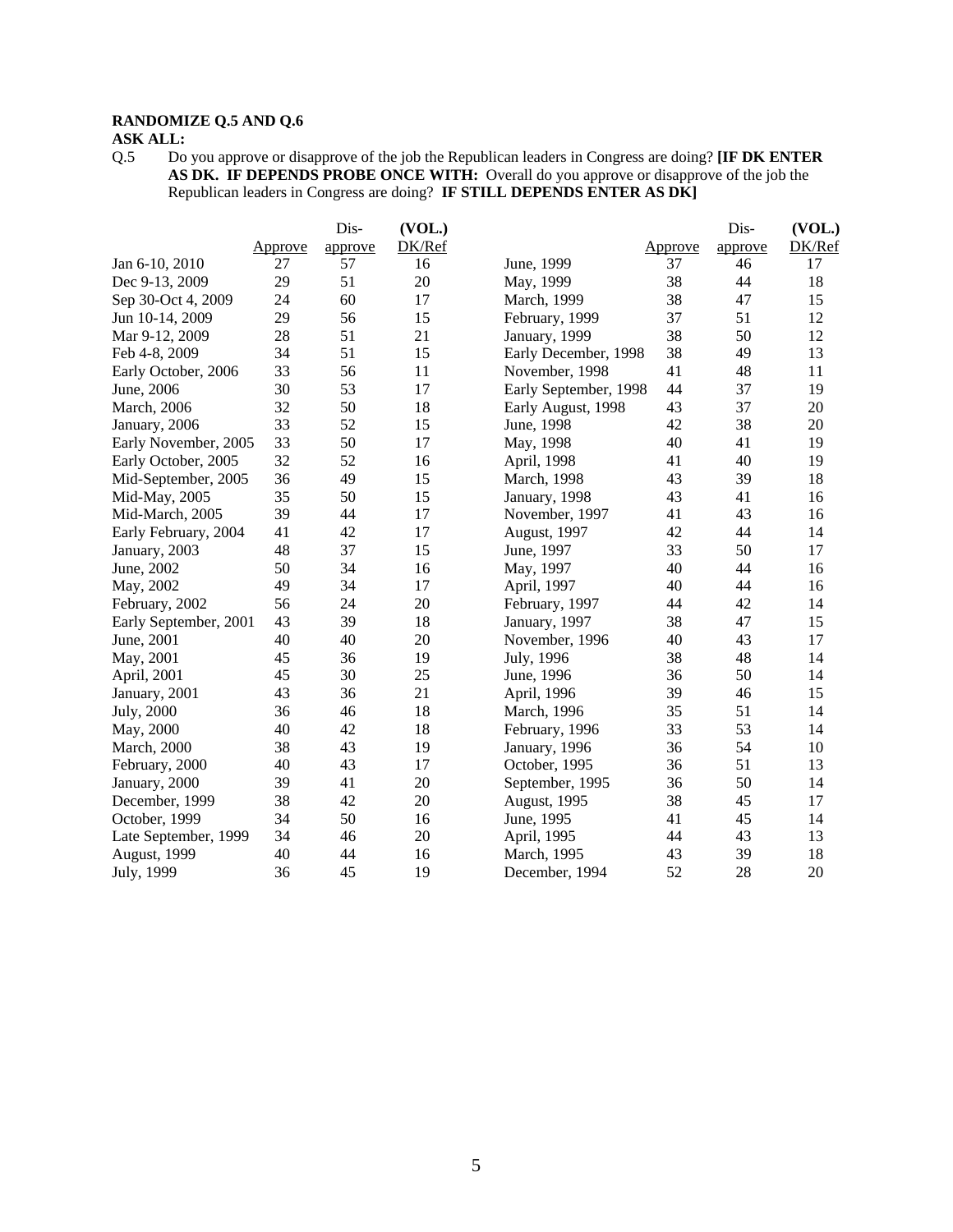**RANDOMIZE Q.5 AND Q.6**
**ASK ALL:**

Q.5 Do you approve or disapprove of the job the Republican leaders in Congress are doing? **[IF DK ENTER AS DK. IF DEPENDS PROBE ONCE WITH:** Overall do you approve or disapprove of the job the Republican leaders in Congress are doing? **IF STILL DEPENDS ENTER AS DK]**

| | Approve | Dis-approve | (VOL.) DK/Ref |
|---|---|---|---|
| Jan 6-10, 2010 | 27 | 57 | 16 |
| Dec 9-13, 2009 | 29 | 51 | 20 |
| Sep 30-Oct 4, 2009 | 24 | 60 | 17 |
| Jun 10-14, 2009 | 29 | 56 | 15 |
| Mar 9-12, 2009 | 28 | 51 | 21 |
| Feb 4-8, 2009 | 34 | 51 | 15 |
| Early October, 2006 | 33 | 56 | 11 |
| June, 2006 | 30 | 53 | 17 |
| March, 2006 | 32 | 50 | 18 |
| January, 2006 | 33 | 52 | 15 |
| Early November, 2005 | 33 | 50 | 17 |
| Early October, 2005 | 32 | 52 | 16 |
| Mid-September, 2005 | 36 | 49 | 15 |
| Mid-May, 2005 | 35 | 50 | 15 |
| Mid-March, 2005 | 39 | 44 | 17 |
| Early February, 2004 | 41 | 42 | 17 |
| January, 2003 | 48 | 37 | 15 |
| June, 2002 | 50 | 34 | 16 |
| May, 2002 | 49 | 34 | 17 |
| February, 2002 | 56 | 24 | 20 |
| Early September, 2001 | 43 | 39 | 18 |
| June, 2001 | 40 | 40 | 20 |
| May, 2001 | 45 | 36 | 19 |
| April, 2001 | 45 | 30 | 25 |
| January, 2001 | 43 | 36 | 21 |
| July, 2000 | 36 | 46 | 18 |
| May, 2000 | 40 | 42 | 18 |
| March, 2000 | 38 | 43 | 19 |
| February, 2000 | 40 | 43 | 17 |
| January, 2000 | 39 | 41 | 20 |
| December, 1999 | 38 | 42 | 20 |
| October, 1999 | 34 | 50 | 16 |
| Late September, 1999 | 34 | 46 | 20 |
| August, 1999 | 40 | 44 | 16 |
| July, 1999 | 36 | 45 | 19 |
| June, 1999 | 37 | 46 | 17 |
| May, 1999 | 38 | 44 | 18 |
| March, 1999 | 38 | 47 | 15 |
| February, 1999 | 37 | 51 | 12 |
| January, 1999 | 38 | 50 | 12 |
| Early December, 1998 | 38 | 49 | 13 |
| November, 1998 | 41 | 48 | 11 |
| Early September, 1998 | 44 | 37 | 19 |
| Early August, 1998 | 43 | 37 | 20 |
| June, 1998 | 42 | 38 | 20 |
| May, 1998 | 40 | 41 | 19 |
| April, 1998 | 41 | 40 | 19 |
| March, 1998 | 43 | 39 | 18 |
| January, 1998 | 43 | 41 | 16 |
| November, 1997 | 41 | 43 | 16 |
| August, 1997 | 42 | 44 | 14 |
| June, 1997 | 33 | 50 | 17 |
| May, 1997 | 40 | 44 | 16 |
| April, 1997 | 40 | 44 | 16 |
| February, 1997 | 44 | 42 | 14 |
| January, 1997 | 38 | 47 | 15 |
| November, 1996 | 40 | 43 | 17 |
| July, 1996 | 38 | 48 | 14 |
| June, 1996 | 36 | 50 | 14 |
| April, 1996 | 39 | 46 | 15 |
| March, 1996 | 35 | 51 | 14 |
| February, 1996 | 33 | 53 | 14 |
| January, 1996 | 36 | 54 | 10 |
| October, 1995 | 36 | 51 | 13 |
| September, 1995 | 36 | 50 | 14 |
| August, 1995 | 38 | 45 | 17 |
| June, 1995 | 41 | 45 | 14 |
| April, 1995 | 44 | 43 | 13 |
| March, 1995 | 43 | 39 | 18 |
| December, 1994 | 52 | 28 | 20 |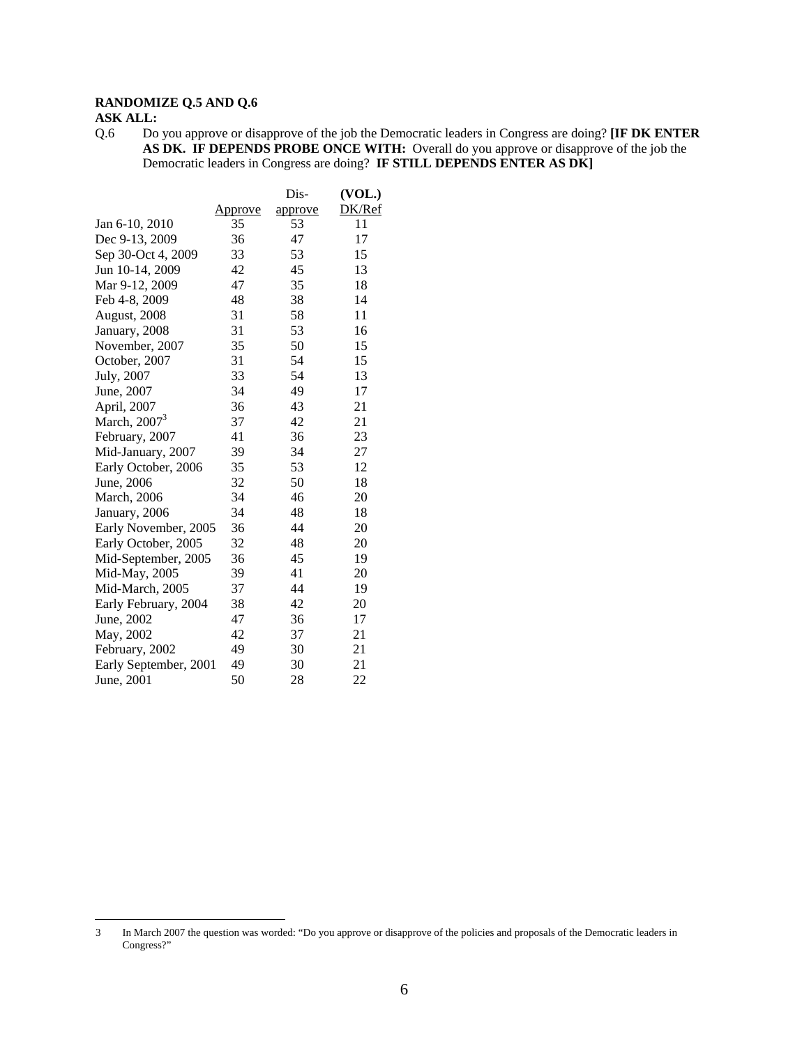**RANDOMIZE Q.5 AND Q.6**

**ASK ALL:**

Q.6 Do you approve or disapprove of the job the Democratic leaders in Congress are doing? **[IF DK ENTER AS DK. IF DEPENDS PROBE ONCE WITH:** Overall do you approve or disapprove of the job the Democratic leaders in Congress are doing? **IF STILL DEPENDS ENTER AS DK]**

| | Approve | Dis-approve | (VOL.) DK/Ref |
|---|---|---|---|
| Jan 6-10, 2010 | 35 | 53 | 11 |
| Dec 9-13, 2009 | 36 | 47 | 17 |
| Sep 30-Oct 4, 2009 | 33 | 53 | 15 |
| Jun 10-14, 2009 | 42 | 45 | 13 |
| Mar 9-12, 2009 | 47 | 35 | 18 |
| Feb 4-8, 2009 | 48 | 38 | 14 |
| August, 2008 | 31 | 58 | 11 |
| January, 2008 | 31 | 53 | 16 |
| November, 2007 | 35 | 50 | 15 |
| October, 2007 | 31 | 54 | 15 |
| July, 2007 | 33 | 54 | 13 |
| June, 2007 | 34 | 49 | 17 |
| April, 2007 | 36 | 43 | 21 |
| March, 2007[3] | 37 | 42 | 21 |
| February, 2007 | 41 | 36 | 23 |
| Mid-January, 2007 | 39 | 34 | 27 |
| Early October, 2006 | 35 | 53 | 12 |
| June, 2006 | 32 | 50 | 18 |
| March, 2006 | 34 | 46 | 20 |
| January, 2006 | 34 | 48 | 18 |
| Early November, 2005 | 36 | 44 | 20 |
| Early October, 2005 | 32 | 48 | 20 |
| Mid-September, 2005 | 36 | 45 | 19 |
| Mid-May, 2005 | 39 | 41 | 20 |
| Mid-March, 2005 | 37 | 44 | 19 |
| Early February, 2004 | 38 | 42 | 20 |
| June, 2002 | 47 | 36 | 17 |
| May, 2002 | 42 | 37 | 21 |
| February, 2002 | 49 | 30 | 21 |
| Early September, 2001 | 49 | 30 | 21 |
| June, 2001 | 50 | 28 | 22 |

3 In March 2007 the question was worded: "Do you approve or disapprove of the policies and proposals of the Democratic leaders in Congress?"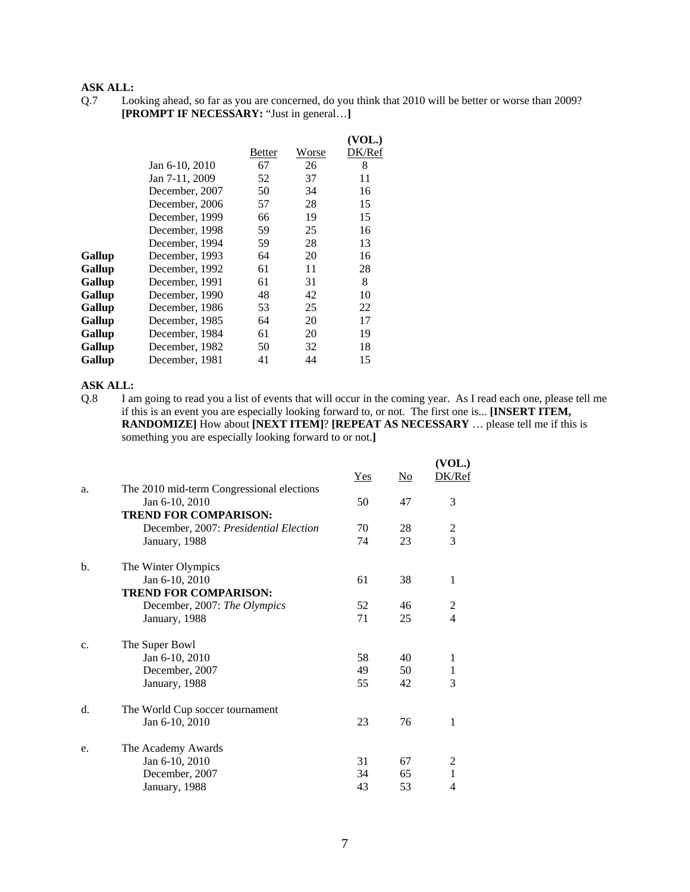**ASK ALL:**

Q.7 Looking ahead, so far as you are concerned, do you think that 2010 will be better or worse than 2009? **[PROMPT IF NECESSARY:** "Just in general…**]**

| | | Better | Worse | (VOL.) DK/Ref |
|---|---|---|---|---|
| | Jan 6-10, 2010 | 67 | 26 | 8 |
| | Jan 7-11, 2009 | 52 | 37 | 11 |
| | December, 2007 | 50 | 34 | 16 |
| | December, 2006 | 57 | 28 | 15 |
| | December, 1999 | 66 | 19 | 15 |
| | December, 1998 | 59 | 25 | 16 |
| | December, 1994 | 59 | 28 | 13 |
| **Gallup** | December, 1993 | 64 | 20 | 16 |
| **Gallup** | December, 1992 | 61 | 11 | 28 |
| **Gallup** | December, 1991 | 61 | 31 | 8 |
| **Gallup** | December, 1990 | 48 | 42 | 10 |
| **Gallup** | December, 1986 | 53 | 25 | 22 |
| **Gallup** | December, 1985 | 64 | 20 | 17 |
| **Gallup** | December, 1984 | 61 | 20 | 19 |
| **Gallup** | December, 1982 | 50 | 32 | 18 |
| **Gallup** | December, 1981 | 41 | 44 | 15 |

**ASK ALL:**

Q.8 I am going to read you a list of events that will occur in the coming year. As I read each one, please tell me if this is an event you are especially looking forward to, or not. The first one is... **[INSERT ITEM, RANDOMIZE]** How about **[NEXT ITEM]**? **[REPEAT AS NECESSARY** … please tell me if this is something you are especially looking forward to or not.**]**

| | | Yes | No | (VOL.) DK/Ref |
|---|---|---|---|---|
| a. | The 2010 mid-term Congressional elections | | | |
| | Jan 6-10, 2010 | 50 | 47 | 3 |
| | **TREND FOR COMPARISON:** | | | |
| | December, 2007: *Presidential Election* | 70 | 28 | 2 |
| | January, 1988 | 74 | 23 | 3 |
| b. | The Winter Olympics | | | |
| | Jan 6-10, 2010 | 61 | 38 | 1 |
| | **TREND FOR COMPARISON:** | | | |
| | December, 2007: *The Olympics* | 52 | 46 | 2 |
| | January, 1988 | 71 | 25 | 4 |
| c. | The Super Bowl | | | |
| | Jan 6-10, 2010 | 58 | 40 | 1 |
| | December, 2007 | 49 | 50 | 1 |
| | January, 1988 | 55 | 42 | 3 |
| d. | The World Cup soccer tournament | | | |
| | Jan 6-10, 2010 | 23 | 76 | 1 |
| e. | The Academy Awards | | | |
| | Jan 6-10, 2010 | 31 | 67 | 2 |
| | December, 2007 | 34 | 65 | 1 |
| | January, 1988 | 43 | 53 | 4 |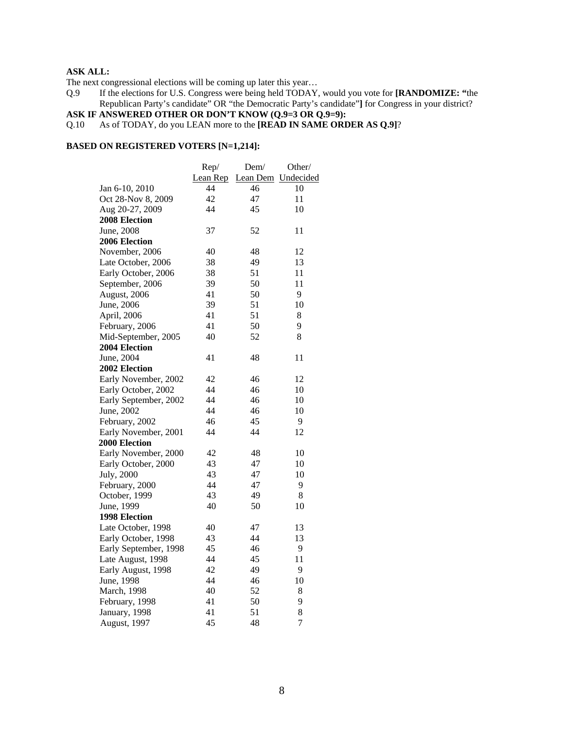**ASK ALL:**

The next congressional elections will be coming up later this year…

Q.9 If the elections for U.S. Congress were being held TODAY, would you vote for **[RANDOMIZE: "**the Republican Party's candidate" OR "the Democratic Party's candidate"**]** for Congress in your district?

**ASK IF ANSWERED OTHER OR DON'T KNOW (Q.9=3 OR Q.9=9):**

Q.10 As of TODAY, do you LEAN more to the **[READ IN SAME ORDER AS Q.9]**?

**BASED ON REGISTERED VOTERS [N=1,214]:**

| | Rep/ Lean Rep | Dem/ Lean Dem | Other/ Undecided |
|---|---|---|---|
| Jan 6-10, 2010 | 44 | 46 | 10 |
| Oct 28-Nov 8, 2009 | 42 | 47 | 11 |
| Aug 20-27, 2009 | 44 | 45 | 10 |
| **2008 Election** | | | |
| June, 2008 | 37 | 52 | 11 |
| **2006 Election** | | | |
| November, 2006 | 40 | 48 | 12 |
| Late October, 2006 | 38 | 49 | 13 |
| Early October, 2006 | 38 | 51 | 11 |
| September, 2006 | 39 | 50 | 11 |
| August, 2006 | 41 | 50 | 9 |
| June, 2006 | 39 | 51 | 10 |
| April, 2006 | 41 | 51 | 8 |
| February, 2006 | 41 | 50 | 9 |
| Mid-September, 2005 | 40 | 52 | 8 |
| **2004 Election** | | | |
| June, 2004 | 41 | 48 | 11 |
| **2002 Election** | | | |
| Early November, 2002 | 42 | 46 | 12 |
| Early October, 2002 | 44 | 46 | 10 |
| Early September, 2002 | 44 | 46 | 10 |
| June, 2002 | 44 | 46 | 10 |
| February, 2002 | 46 | 45 | 9 |
| Early November, 2001 | 44 | 44 | 12 |
| **2000 Election** | | | |
| Early November, 2000 | 42 | 48 | 10 |
| Early October, 2000 | 43 | 47 | 10 |
| July, 2000 | 43 | 47 | 10 |
| February, 2000 | 44 | 47 | 9 |
| October, 1999 | 43 | 49 | 8 |
| June, 1999 | 40 | 50 | 10 |
| **1998 Election** | | | |
| Late October, 1998 | 40 | 47 | 13 |
| Early October, 1998 | 43 | 44 | 13 |
| Early September, 1998 | 45 | 46 | 9 |
| Late August, 1998 | 44 | 45 | 11 |
| Early August, 1998 | 42 | 49 | 9 |
| June, 1998 | 44 | 46 | 10 |
| March, 1998 | 40 | 52 | 8 |
| February, 1998 | 41 | 50 | 9 |
| January, 1998 | 41 | 51 | 8 |
| August, 1997 | 45 | 48 | 7 |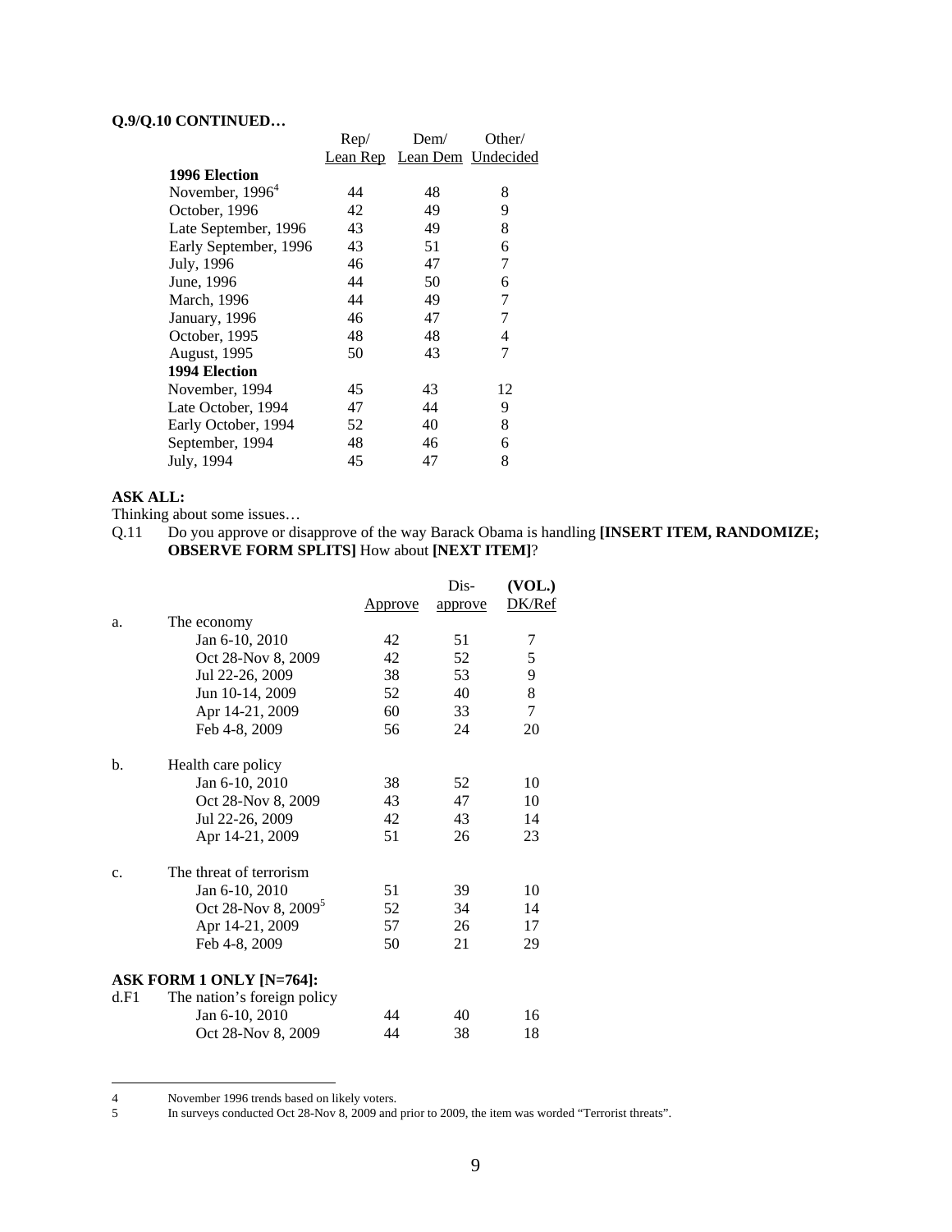**Q.9/Q.10 CONTINUED…**

| | Rep/ Lean Rep | Dem/ Lean Dem | Other/ Undecided |
|---|---|---|---|
| **1996 Election** | | | |
| November, 1996[4] | 44 | 48 | 8 |
| October, 1996 | 42 | 49 | 9 |
| Late September, 1996 | 43 | 49 | 8 |
| Early September, 1996 | 43 | 51 | 6 |
| July, 1996 | 46 | 47 | 7 |
| June, 1996 | 44 | 50 | 6 |
| March, 1996 | 44 | 49 | 7 |
| January, 1996 | 46 | 47 | 7 |
| October, 1995 | 48 | 48 | 4 |
| August, 1995 | 50 | 43 | 7 |
| **1994 Election** | | | |
| November, 1994 | 45 | 43 | 12 |
| Late October, 1994 | 47 | 44 | 9 |
| Early October, 1994 | 52 | 40 | 8 |
| September, 1994 | 48 | 46 | 6 |
| July, 1994 | 45 | 47 | 8 |

**ASK ALL:**

Thinking about some issues…

Q.11 Do you approve or disapprove of the way Barack Obama is handling **[INSERT ITEM, RANDOMIZE; OBSERVE FORM SPLITS]** How about **[NEXT ITEM]**?

| | | Approve | Dis-approve | (VOL.) DK/Ref |
|---|---|---|---|---|
| a. | The economy | | | |
| | Jan 6-10, 2010 | 42 | 51 | 7 |
| | Oct 28-Nov 8, 2009 | 42 | 52 | 5 |
| | Jul 22-26, 2009 | 38 | 53 | 9 |
| | Jun 10-14, 2009 | 52 | 40 | 8 |
| | Apr 14-21, 2009 | 60 | 33 | 7 |
| | Feb 4-8, 2009 | 56 | 24 | 20 |
| b. | Health care policy | | | |
| | Jan 6-10, 2010 | 38 | 52 | 10 |
| | Oct 28-Nov 8, 2009 | 43 | 47 | 10 |
| | Jul 22-26, 2009 | 42 | 43 | 14 |
| | Apr 14-21, 2009 | 51 | 26 | 23 |
| c. | The threat of terrorism | | | |
| | Jan 6-10, 2010 | 51 | 39 | 10 |
| | Oct 28-Nov 8, 2009[5] | 52 | 34 | 14 |
| | Apr 14-21, 2009 | 57 | 26 | 17 |
| | Feb 4-8, 2009 | 50 | 21 | 29 |
| | **ASK FORM 1 ONLY [N=764]:** | | | |
| d.F1 | The nation's foreign policy | | | |
| | Jan 6-10, 2010 | 44 | 40 | 16 |
| | Oct 28-Nov 8, 2009 | 44 | 38 | 18 |

4 November 1996 trends based on likely voters.

5 In surveys conducted Oct 28-Nov 8, 2009 and prior to 2009, the item was worded "Terrorist threats".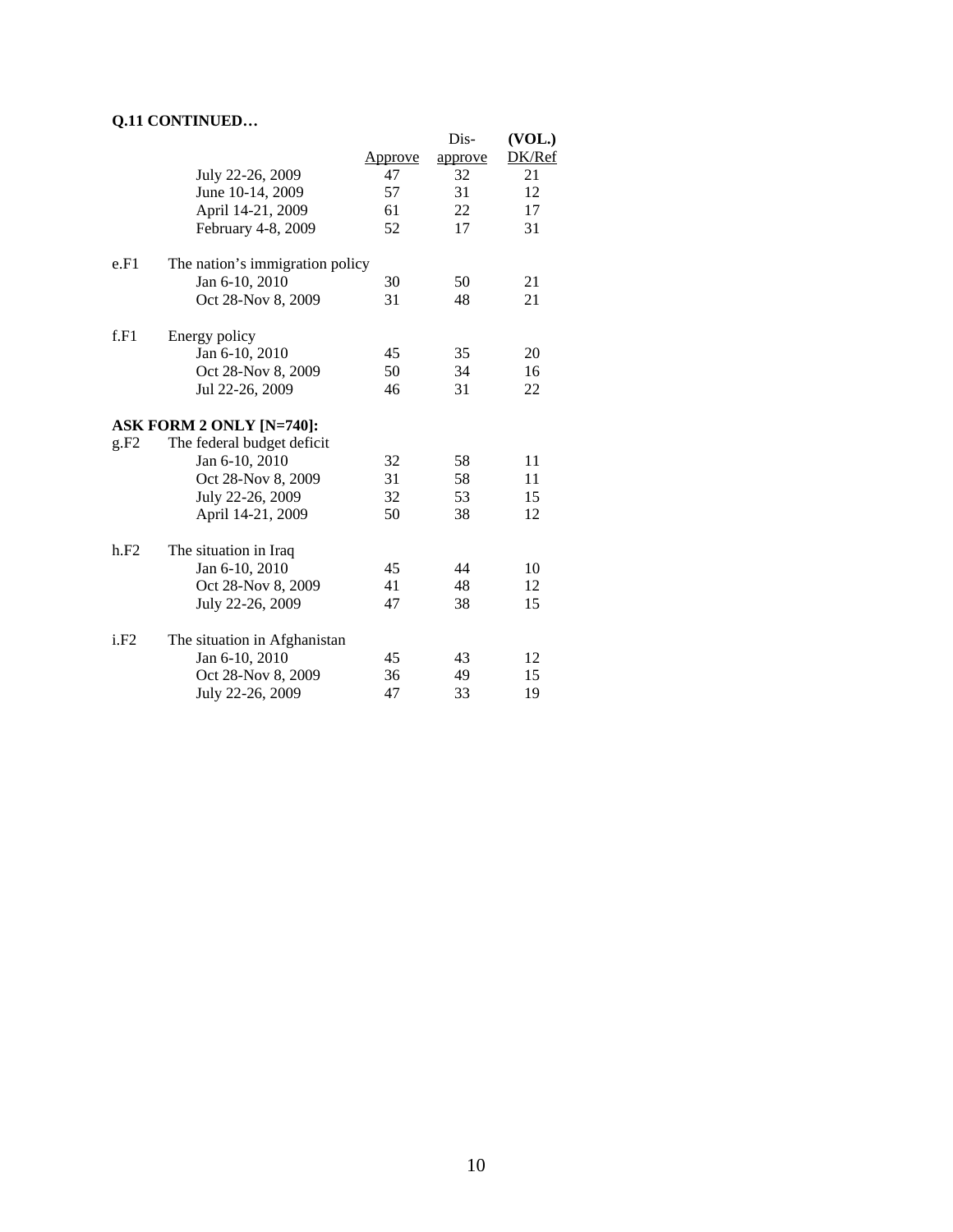**Q.11 CONTINUED…**

| | | Approve | Dis-approve | (VOL.) DK/Ref |
|---|---|---|---|---|
| | July 22-26, 2009 | 47 | 32 | 21 |
| | June 10-14, 2009 | 57 | 31 | 12 |
| | April 14-21, 2009 | 61 | 22 | 17 |
| | February 4-8, 2009 | 52 | 17 | 31 |
| e.F1 | The nation's immigration policy | | | |
| | Jan 6-10, 2010 | 30 | 50 | 21 |
| | Oct 28-Nov 8, 2009 | 31 | 48 | 21 |
| f.F1 | Energy policy | | | |
| | Jan 6-10, 2010 | 45 | 35 | 20 |
| | Oct 28-Nov 8, 2009 | 50 | 34 | 16 |
| | Jul 22-26, 2009 | 46 | 31 | 22 |
| **ASK FORM 2 ONLY [N=740]:** | | | | |
| g.F2 | The federal budget deficit | | | |
| | Jan 6-10, 2010 | 32 | 58 | 11 |
| | Oct 28-Nov 8, 2009 | 31 | 58 | 11 |
| | July 22-26, 2009 | 32 | 53 | 15 |
| | April 14-21, 2009 | 50 | 38 | 12 |
| h.F2 | The situation in Iraq | | | |
| | Jan 6-10, 2010 | 45 | 44 | 10 |
| | Oct 28-Nov 8, 2009 | 41 | 48 | 12 |
| | July 22-26, 2009 | 47 | 38 | 15 |
| i.F2 | The situation in Afghanistan | | | |
| | Jan 6-10, 2010 | 45 | 43 | 12 |
| | Oct 28-Nov 8, 2009 | 36 | 49 | 15 |
| | July 22-26, 2009 | 47 | 33 | 19 |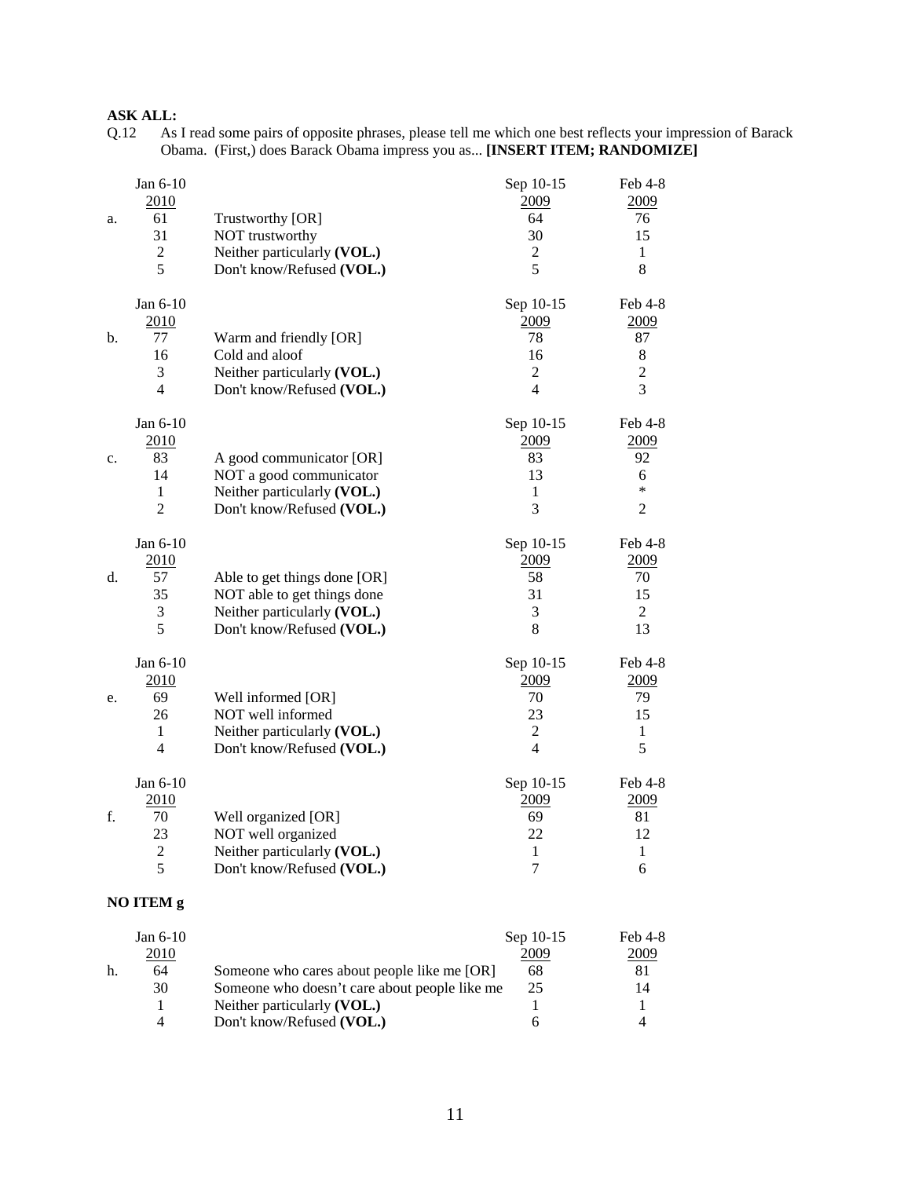**ASK ALL:**

Q.12 As I read some pairs of opposite phrases, please tell me which one best reflects your impression of Barack Obama. (First,) does Barack Obama impress you as... **[INSERT ITEM; RANDOMIZE]**

| | Jan 6-10 2010 | | Sep 10-15 2009 | Feb 4-8 2009 |
|---|---|---|---|---|
| a. | 61 | Trustworthy [OR] | 64 | 76 |
| | 31 | NOT trustworthy | 30 | 15 |
| | 2 | Neither particularly **(VOL.)** | 2 | 1 |
| | 5 | Don't know/Refused **(VOL.)** | 5 | 8 |

| | Jan 6-10 2010 | | Sep 10-15 2009 | Feb 4-8 2009 |
|---|---|---|---|---|
| b. | 77 | Warm and friendly [OR] | 78 | 87 |
| | 16 | Cold and aloof | 16 | 8 |
| | 3 | Neither particularly **(VOL.)** | 2 | 2 |
| | 4 | Don't know/Refused **(VOL.)** | 4 | 3 |

| | Jan 6-10 2010 | | Sep 10-15 2009 | Feb 4-8 2009 |
|---|---|---|---|---|
| c. | 83 | A good communicator [OR] | 83 | 92 |
| | 14 | NOT a good communicator | 13 | 6 |
| | 1 | Neither particularly **(VOL.)** | 1 | * |
| | 2 | Don't know/Refused **(VOL.)** | 3 | 2 |

| | Jan 6-10 2010 | | Sep 10-15 2009 | Feb 4-8 2009 |
|---|---|---|---|---|
| d. | 57 | Able to get things done [OR] | 58 | 70 |
| | 35 | NOT able to get things done | 31 | 15 |
| | 3 | Neither particularly **(VOL.)** | 3 | 2 |
| | 5 | Don't know/Refused **(VOL.)** | 8 | 13 |

| | Jan 6-10 2010 | | Sep 10-15 2009 | Feb 4-8 2009 |
|---|---|---|---|---|
| e. | 69 | Well informed [OR] | 70 | 79 |
| | 26 | NOT well informed | 23 | 15 |
| | 1 | Neither particularly **(VOL.)** | 2 | 1 |
| | 4 | Don't know/Refused **(VOL.)** | 4 | 5 |

| | Jan 6-10 2010 | | Sep 10-15 2009 | Feb 4-8 2009 |
|---|---|---|---|---|
| f. | 70 | Well organized [OR] | 69 | 81 |
| | 23 | NOT well organized | 22 | 12 |
| | 2 | Neither particularly **(VOL.)** | 1 | 1 |
| | 5 | Don't know/Refused **(VOL.)** | 7 | 6 |

**NO ITEM g**

| | Jan 6-10 2010 | | Sep 10-15 2009 | Feb 4-8 2009 |
|---|---|---|---|---|
| h. | 64 | Someone who cares about people like me [OR] | 68 | 81 |
| | 30 | Someone who doesn't care about people like me | 25 | 14 |
| | 1 | Neither particularly **(VOL.)** | 1 | 1 |
| | 4 | Don't know/Refused **(VOL.)** | 6 | 4 |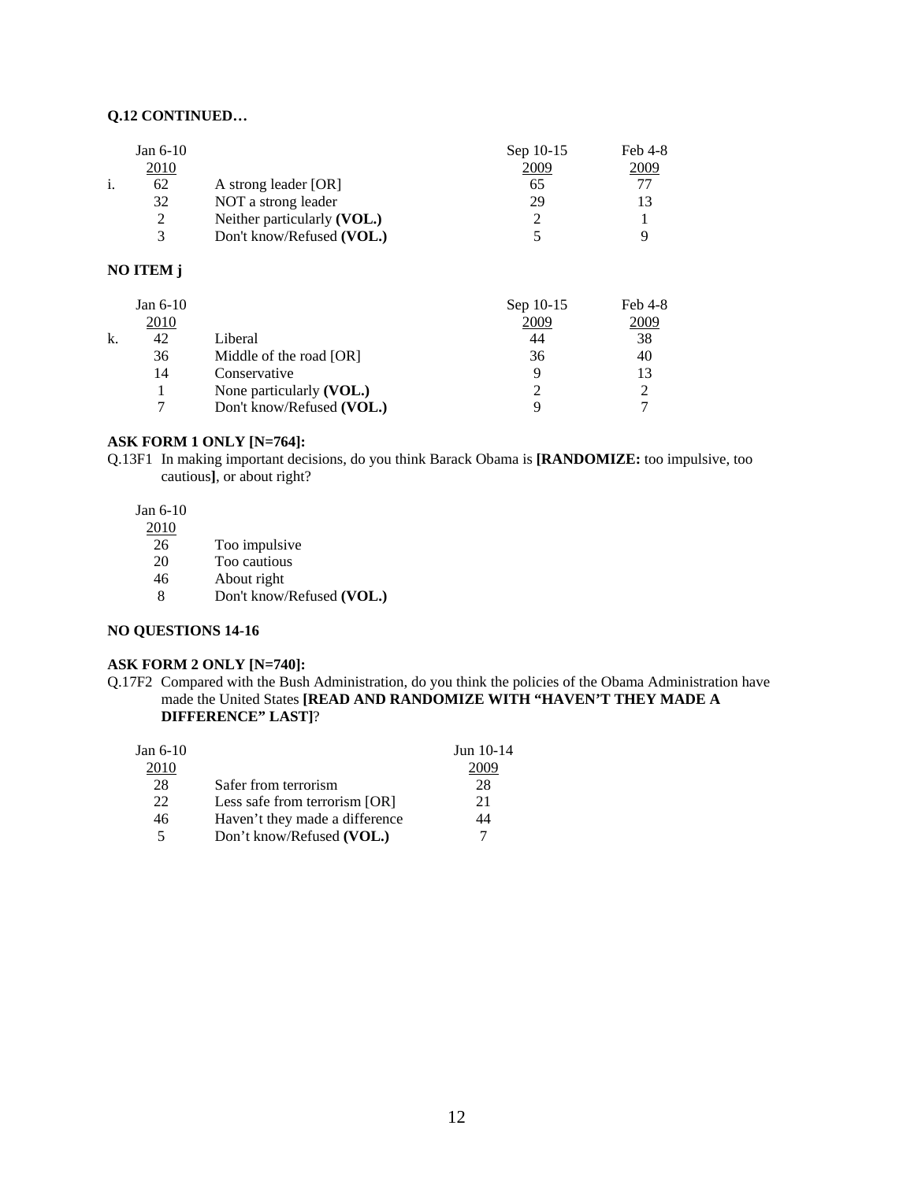**Q.12 CONTINUED…**

| | Jan 6-10 2010 | | Sep 10-15 2009 | Feb 4-8 2009 |
|---|---|---|---|---|
| i. | 62 | A strong leader [OR] | 65 | 77 |
| | 32 | NOT a strong leader | 29 | 13 |
| | 2 | Neither particularly **(VOL.)** | 2 | 1 |
| | 3 | Don't know/Refused **(VOL.)** | 5 | 9 |

**NO ITEM j**

| | Jan 6-10 2010 | | Sep 10-15 2009 | Feb 4-8 2009 |
|---|---|---|---|---|
| k. | 42 | Liberal | 44 | 38 |
| | 36 | Middle of the road [OR] | 36 | 40 |
| | 14 | Conservative | 9 | 13 |
| | 1 | None particularly **(VOL.)** | 2 | 2 |
| | 7 | Don't know/Refused **(VOL.)** | 9 | 7 |

**ASK FORM 1 ONLY [N=764]:**

Q.13F1 In making important decisions, do you think Barack Obama is **[RANDOMIZE:** too impulsive, too cautious**]**, or about right?

| Jan 6-10 2010 | |
|---|---|
| 26 | Too impulsive |
| 20 | Too cautious |
| 46 | About right |
| 8 | Don't know/Refused **(VOL.)** |

**NO QUESTIONS 14-16**

**ASK FORM 2 ONLY [N=740]:**

Q.17F2 Compared with the Bush Administration, do you think the policies of the Obama Administration have made the United States **[READ AND RANDOMIZE WITH "HAVEN'T THEY MADE A DIFFERENCE" LAST]**?

| Jan 6-10 2010 | | Jun 10-14 2009 |
|---|---|---|
| 28 | Safer from terrorism | 28 |
| 22 | Less safe from terrorism [OR] | 21 |
| 46 | Haven't they made a difference | 44 |
| 5 | Don't know/Refused **(VOL.)** | 7 |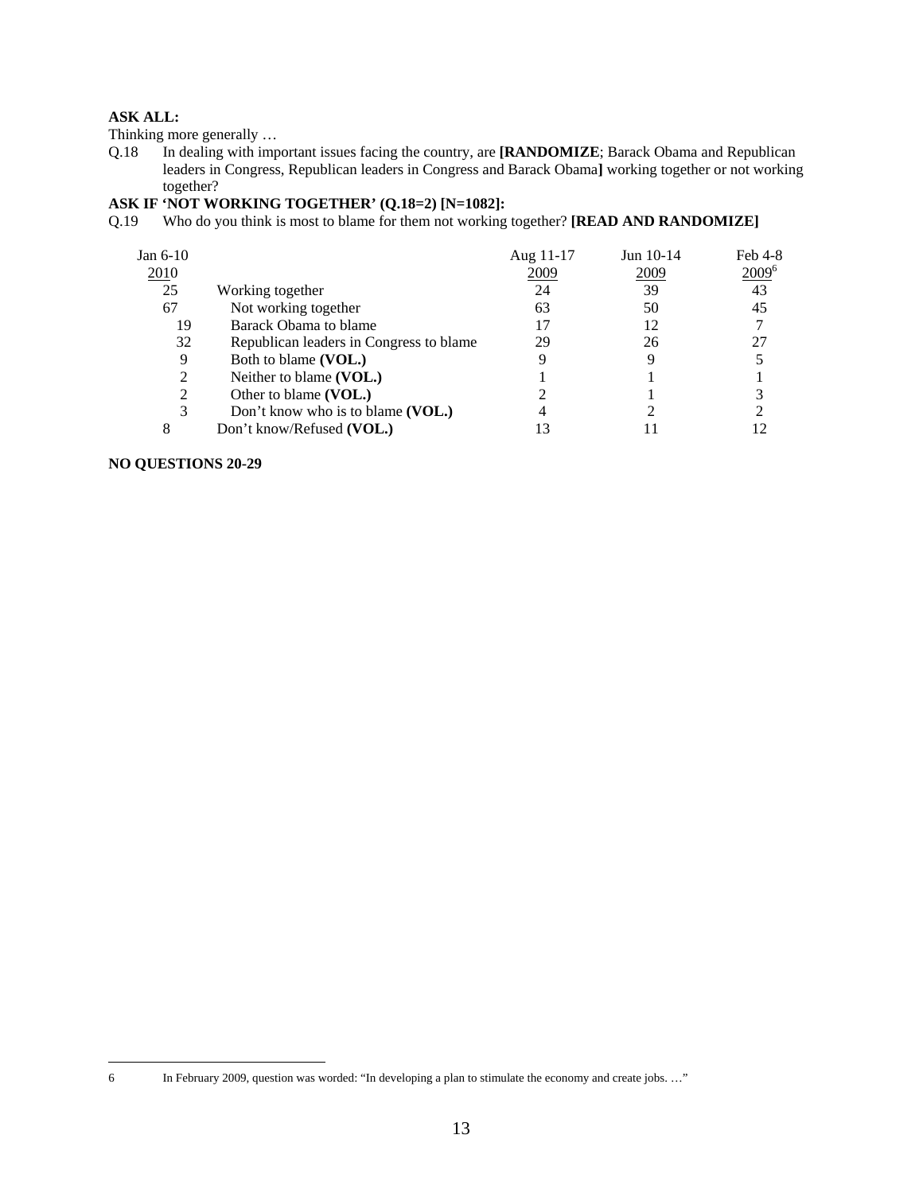**ASK ALL:**

Thinking more generally …

Q.18 In dealing with important issues facing the country, are **[RANDOMIZE**; Barack Obama and Republican leaders in Congress, Republican leaders in Congress and Barack Obama**]** working together or not working together?

**ASK IF 'NOT WORKING TOGETHER' (Q.18=2) [N=1082]:**

Q.19 Who do you think is most to blame for them not working together? **[READ AND RANDOMIZE]**

| Jan 6-10 2010 | | Aug 11-17 2009 | Jun 10-14 2009 | Feb 4-8 2009[6] |
|---|---|---|---|---|
| 25 | Working together | 24 | 39 | 43 |
| 67 | Not working together | 63 | 50 | 45 |
| 19 | Barack Obama to blame | 17 | 12 | 7 |
| 32 | Republican leaders in Congress to blame | 29 | 26 | 27 |
| 9 | Both to blame **(VOL.)** | 9 | 9 | 5 |
| 2 | Neither to blame **(VOL.)** | 1 | 1 | 1 |
| 2 | Other to blame **(VOL.)** | 2 | 1 | 3 |
| 3 | Don't know who is to blame **(VOL.)** | 4 | 2 | 2 |
| 8 | Don't know/Refused **(VOL.)** | 13 | 11 | 12 |

**NO QUESTIONS 20-29**

6 In February 2009, question was worded: "In developing a plan to stimulate the economy and create jobs. …"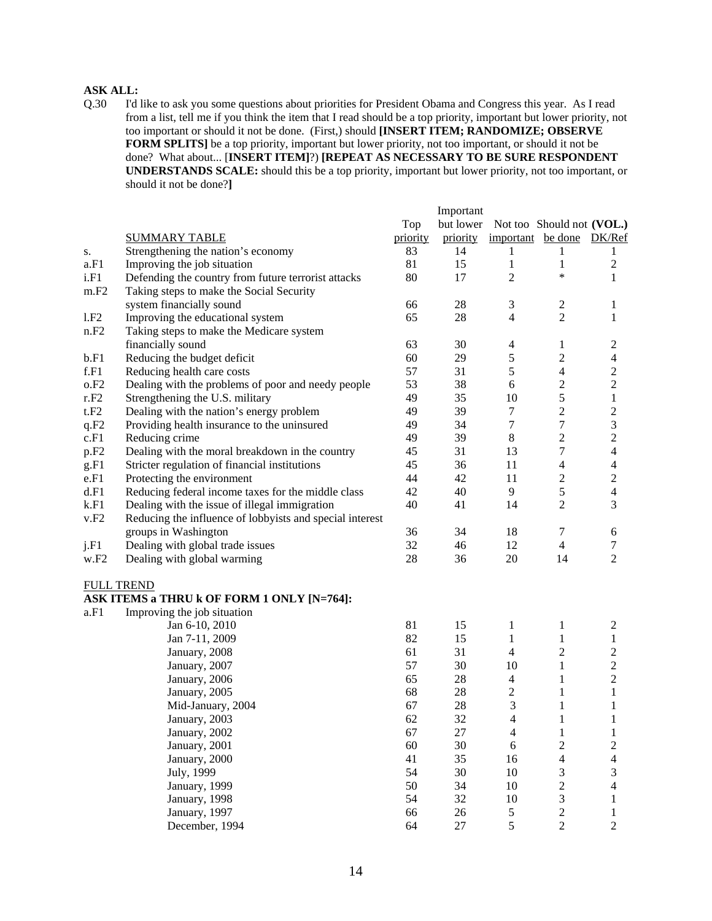**ASK ALL:**

Q.30 I'd like to ask you some questions about priorities for President Obama and Congress this year. As I read from a list, tell me if you think the item that I read should be a top priority, important but lower priority, not too important or should it not be done. (First,) should **[INSERT ITEM; RANDOMIZE; OBSERVE FORM SPLITS]** be a top priority, important but lower priority, not too important, or should it not be done? What about... [**INSERT ITEM]**?) **[REPEAT AS NECESSARY TO BE SURE RESPONDENT UNDERSTANDS SCALE:** should this be a top priority, important but lower priority, not too important, or should it not be done?**]**

| | SUMMARY TABLE | Top priority | Important but lower priority | Not too important | Should not be done | (VOL.) DK/Ref |
|---|---|---|---|---|---|---|
| s. | Strengthening the nation's economy | 83 | 14 | 1 | 1 | 1 |
| a.F1 | Improving the job situation | 81 | 15 | 1 | 1 | 2 |
| i.F1 | Defending the country from future terrorist attacks | 80 | 17 | 2 | * | 1 |
| m.F2 | Taking steps to make the Social Security system financially sound | 66 | 28 | 3 | 2 | 1 |
| l.F2 | Improving the educational system | 65 | 28 | 4 | 2 | 1 |
| n.F2 | Taking steps to make the Medicare system financially sound | 63 | 30 | 4 | 1 | 2 |
| b.F1 | Reducing the budget deficit | 60 | 29 | 5 | 2 | 4 |
| f.F1 | Reducing health care costs | 57 | 31 | 5 | 4 | 2 |
| o.F2 | Dealing with the problems of poor and needy people | 53 | 38 | 6 | 2 | 2 |
| r.F2 | Strengthening the U.S. military | 49 | 35 | 10 | 5 | 1 |
| t.F2 | Dealing with the nation's energy problem | 49 | 39 | 7 | 2 | 2 |
| q.F2 | Providing health insurance to the uninsured | 49 | 34 | 7 | 7 | 3 |
| c.F1 | Reducing crime | 49 | 39 | 8 | 2 | 2 |
| p.F2 | Dealing with the moral breakdown in the country | 45 | 31 | 13 | 7 | 4 |
| g.F1 | Stricter regulation of financial institutions | 45 | 36 | 11 | 4 | 4 |
| e.F1 | Protecting the environment | 44 | 42 | 11 | 2 | 2 |
| d.F1 | Reducing federal income taxes for the middle class | 42 | 40 | 9 | 5 | 4 |
| k.F1 | Dealing with the issue of illegal immigration | 40 | 41 | 14 | 2 | 3 |
| v.F2 | Reducing the influence of lobbyists and special interest groups in Washington | 36 | 34 | 18 | 7 | 6 |
| j.F1 | Dealing with global trade issues | 32 | 46 | 12 | 4 | 7 |
| w.F2 | Dealing with global warming | 28 | 36 | 20 | 14 | 2 |

FULL TREND

**ASK ITEMS a THRU k OF FORM 1 ONLY [N=764]:**

| | | Top priority | Important but lower priority | Not too important | Should not be done | (VOL.) DK/Ref |
|---|---|---|---|---|---|---|
| a.F1 | Improving the job situation | | | | | |
| | Jan 6-10, 2010 | 81 | 15 | 1 | 1 | 2 |
| | Jan 7-11, 2009 | 82 | 15 | 1 | 1 | 1 |
| | January, 2008 | 61 | 31 | 4 | 2 | 2 |
| | January, 2007 | 57 | 30 | 10 | 1 | 2 |
| | January, 2006 | 65 | 28 | 4 | 1 | 2 |
| | January, 2005 | 68 | 28 | 2 | 1 | 1 |
| | Mid-January, 2004 | 67 | 28 | 3 | 1 | 1 |
| | January, 2003 | 62 | 32 | 4 | 1 | 1 |
| | January, 2002 | 67 | 27 | 4 | 1 | 1 |
| | January, 2001 | 60 | 30 | 6 | 2 | 2 |
| | January, 2000 | 41 | 35 | 16 | 4 | 4 |
| | July, 1999 | 54 | 30 | 10 | 3 | 3 |
| | January, 1999 | 50 | 34 | 10 | 2 | 4 |
| | January, 1998 | 54 | 32 | 10 | 3 | 1 |
| | January, 1997 | 66 | 26 | 5 | 2 | 1 |
| | December, 1994 | 64 | 27 | 5 | 2 | 2 |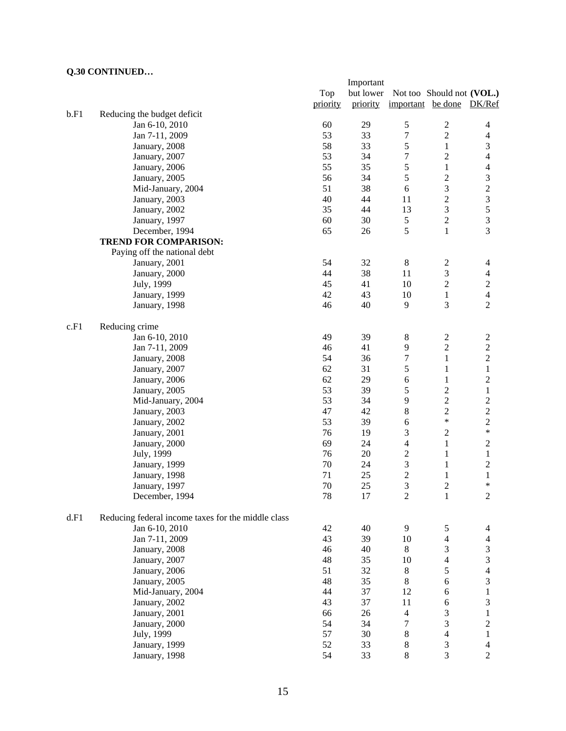**Q.30 CONTINUED…**

| | | Top priority | Important but lower priority | Not too important | Should not be done | (VOL.) DK/Ref |
|---|---|---|---|---|---|---|
| b.F1 | Reducing the budget deficit | | | | | |
| | Jan 6-10, 2010 | 60 | 29 | 5 | 2 | 4 |
| | Jan 7-11, 2009 | 53 | 33 | 7 | 2 | 4 |
| | January, 2008 | 58 | 33 | 5 | 1 | 3 |
| | January, 2007 | 53 | 34 | 7 | 2 | 4 |
| | January, 2006 | 55 | 35 | 5 | 1 | 4 |
| | January, 2005 | 56 | 34 | 5 | 2 | 3 |
| | Mid-January, 2004 | 51 | 38 | 6 | 3 | 2 |
| | January, 2003 | 40 | 44 | 11 | 2 | 3 |
| | January, 2002 | 35 | 44 | 13 | 3 | 5 |
| | January, 1997 | 60 | 30 | 5 | 2 | 3 |
| | December, 1994 | 65 | 26 | 5 | 1 | 3 |
| | **TREND FOR COMPARISON:** | | | | | |
| | Paying off the national debt | | | | | |
| | January, 2001 | 54 | 32 | 8 | 2 | 4 |
| | January, 2000 | 44 | 38 | 11 | 3 | 4 |
| | July, 1999 | 45 | 41 | 10 | 2 | 2 |
| | January, 1999 | 42 | 43 | 10 | 1 | 4 |
| | January, 1998 | 46 | 40 | 9 | 3 | 2 |
| c.F1 | Reducing crime | | | | | |
| | Jan 6-10, 2010 | 49 | 39 | 8 | 2 | 2 |
| | Jan 7-11, 2009 | 46 | 41 | 9 | 2 | 2 |
| | January, 2008 | 54 | 36 | 7 | 1 | 2 |
| | January, 2007 | 62 | 31 | 5 | 1 | 1 |
| | January, 2006 | 62 | 29 | 6 | 1 | 2 |
| | January, 2005 | 53 | 39 | 5 | 2 | 1 |
| | Mid-January, 2004 | 53 | 34 | 9 | 2 | 2 |
| | January, 2003 | 47 | 42 | 8 | 2 | 2 |
| | January, 2002 | 53 | 39 | 6 | * | 2 |
| | January, 2001 | 76 | 19 | 3 | 2 | * |
| | January, 2000 | 69 | 24 | 4 | 1 | 2 |
| | July, 1999 | 76 | 20 | 2 | 1 | 1 |
| | January, 1999 | 70 | 24 | 3 | 1 | 2 |
| | January, 1998 | 71 | 25 | 2 | 1 | 1 |
| | January, 1997 | 70 | 25 | 3 | 2 | * |
| | December, 1994 | 78 | 17 | 2 | 1 | 2 |
| d.F1 | Reducing federal income taxes for the middle class | | | | | |
| | Jan 6-10, 2010 | 42 | 40 | 9 | 5 | 4 |
| | Jan 7-11, 2009 | 43 | 39 | 10 | 4 | 4 |
| | January, 2008 | 46 | 40 | 8 | 3 | 3 |
| | January, 2007 | 48 | 35 | 10 | 4 | 3 |
| | January, 2006 | 51 | 32 | 8 | 5 | 4 |
| | January, 2005 | 48 | 35 | 8 | 6 | 3 |
| | Mid-January, 2004 | 44 | 37 | 12 | 6 | 1 |
| | January, 2002 | 43 | 37 | 11 | 6 | 3 |
| | January, 2001 | 66 | 26 | 4 | 3 | 1 |
| | January, 2000 | 54 | 34 | 7 | 3 | 2 |
| | July, 1999 | 57 | 30 | 8 | 4 | 1 |
| | January, 1999 | 52 | 33 | 8 | 3 | 4 |
| | January, 1998 | 54 | 33 | 8 | 3 | 2 |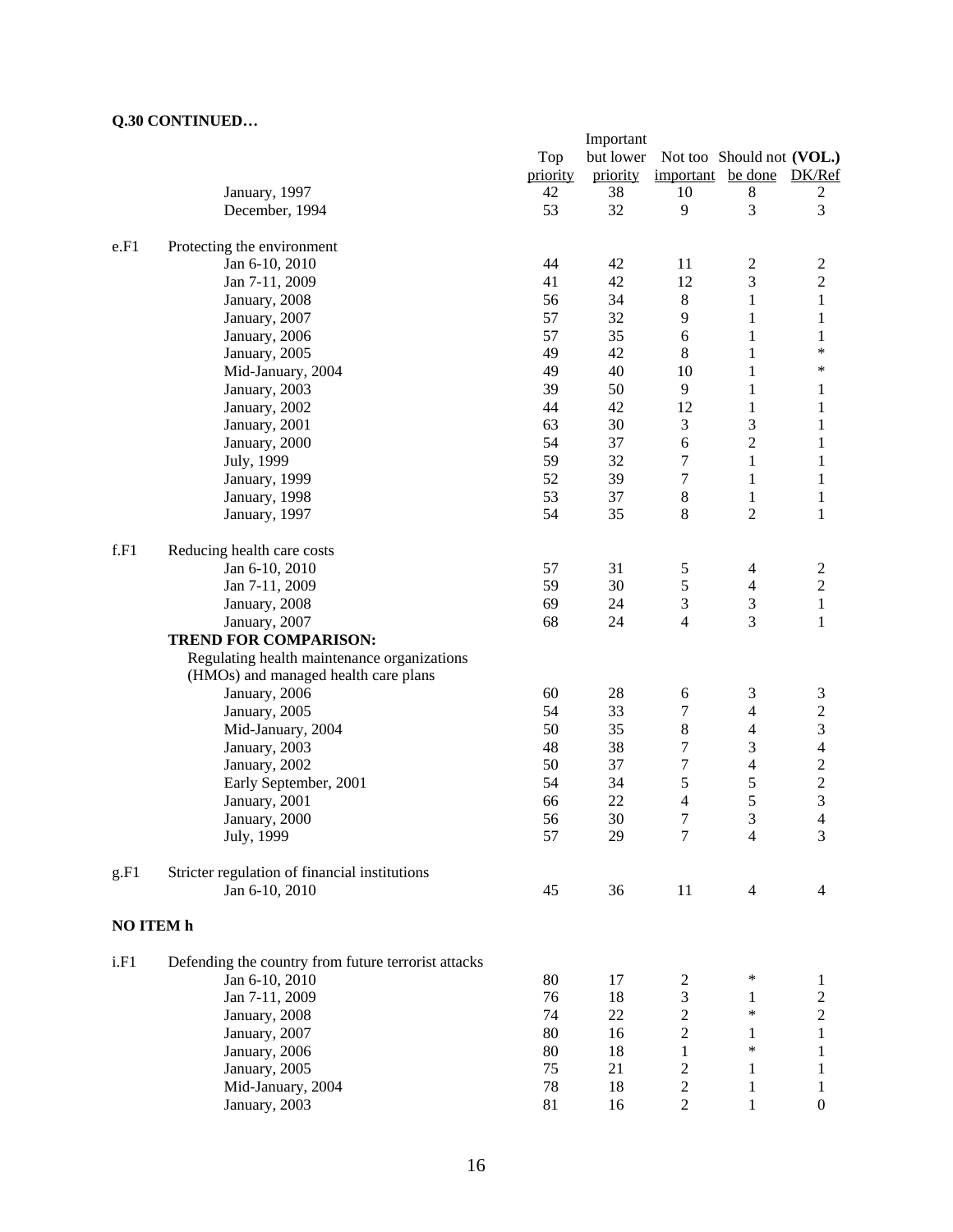**Q.30 CONTINUED…**

| | | Top priority | Important but lower priority | Not too important | Should not be done | (VOL.) DK/Ref |
|---|---|---|---|---|---|---|
| | January, 1997 | 42 | 38 | 10 | 8 | 2 |
| | December, 1994 | 53 | 32 | 9 | 3 | 3 |
| e.F1 | Protecting the environment | | | | | |
| | Jan 6-10, 2010 | 44 | 42 | 11 | 2 | 2 |
| | Jan 7-11, 2009 | 41 | 42 | 12 | 3 | 2 |
| | January, 2008 | 56 | 34 | 8 | 1 | 1 |
| | January, 2007 | 57 | 32 | 9 | 1 | 1 |
| | January, 2006 | 57 | 35 | 6 | 1 | 1 |
| | January, 2005 | 49 | 42 | 8 | 1 | * |
| | Mid-January, 2004 | 49 | 40 | 10 | 1 | * |
| | January, 2003 | 39 | 50 | 9 | 1 | 1 |
| | January, 2002 | 44 | 42 | 12 | 1 | 1 |
| | January, 2001 | 63 | 30 | 3 | 3 | 1 |
| | January, 2000 | 54 | 37 | 6 | 2 | 1 |
| | July, 1999 | 59 | 32 | 7 | 1 | 1 |
| | January, 1999 | 52 | 39 | 7 | 1 | 1 |
| | January, 1998 | 53 | 37 | 8 | 1 | 1 |
| | January, 1997 | 54 | 35 | 8 | 2 | 1 |
| f.F1 | Reducing health care costs | | | | | |
| | Jan 6-10, 2010 | 57 | 31 | 5 | 4 | 2 |
| | Jan 7-11, 2009 | 59 | 30 | 5 | 4 | 2 |
| | January, 2008 | 69 | 24 | 3 | 3 | 1 |
| | January, 2007 | 68 | 24 | 4 | 3 | 1 |
| | **TREND FOR COMPARISON:** | | | | | |
| | Regulating health maintenance organizations (HMOs) and managed health care plans | | | | | |
| | January, 2006 | 60 | 28 | 6 | 3 | 3 |
| | January, 2005 | 54 | 33 | 7 | 4 | 2 |
| | Mid-January, 2004 | 50 | 35 | 8 | 4 | 3 |
| | January, 2003 | 48 | 38 | 7 | 3 | 4 |
| | January, 2002 | 50 | 37 | 7 | 4 | 2 |
| | Early September, 2001 | 54 | 34 | 5 | 5 | 2 |
| | January, 2001 | 66 | 22 | 4 | 5 | 3 |
| | January, 2000 | 56 | 30 | 7 | 3 | 4 |
| | July, 1999 | 57 | 29 | 7 | 4 | 3 |
| g.F1 | Stricter regulation of financial institutions | | | | | |
| | Jan 6-10, 2010 | 45 | 36 | 11 | 4 | 4 |

**NO ITEM h**

| | | Top priority | Important but lower priority | Not too important | Should not be done | (VOL.) DK/Ref |
|---|---|---|---|---|---|---|
| i.F1 | Defending the country from future terrorist attacks | | | | | |
| | Jan 6-10, 2010 | 80 | 17 | 2 | * | 1 |
| | Jan 7-11, 2009 | 76 | 18 | 3 | 1 | 2 |
| | January, 2008 | 74 | 22 | 2 | * | 2 |
| | January, 2007 | 80 | 16 | 2 | 1 | 1 |
| | January, 2006 | 80 | 18 | 1 | * | 1 |
| | January, 2005 | 75 | 21 | 2 | 1 | 1 |
| | Mid-January, 2004 | 78 | 18 | 2 | 1 | 1 |
| | January, 2003 | 81 | 16 | 2 | 1 | 0 |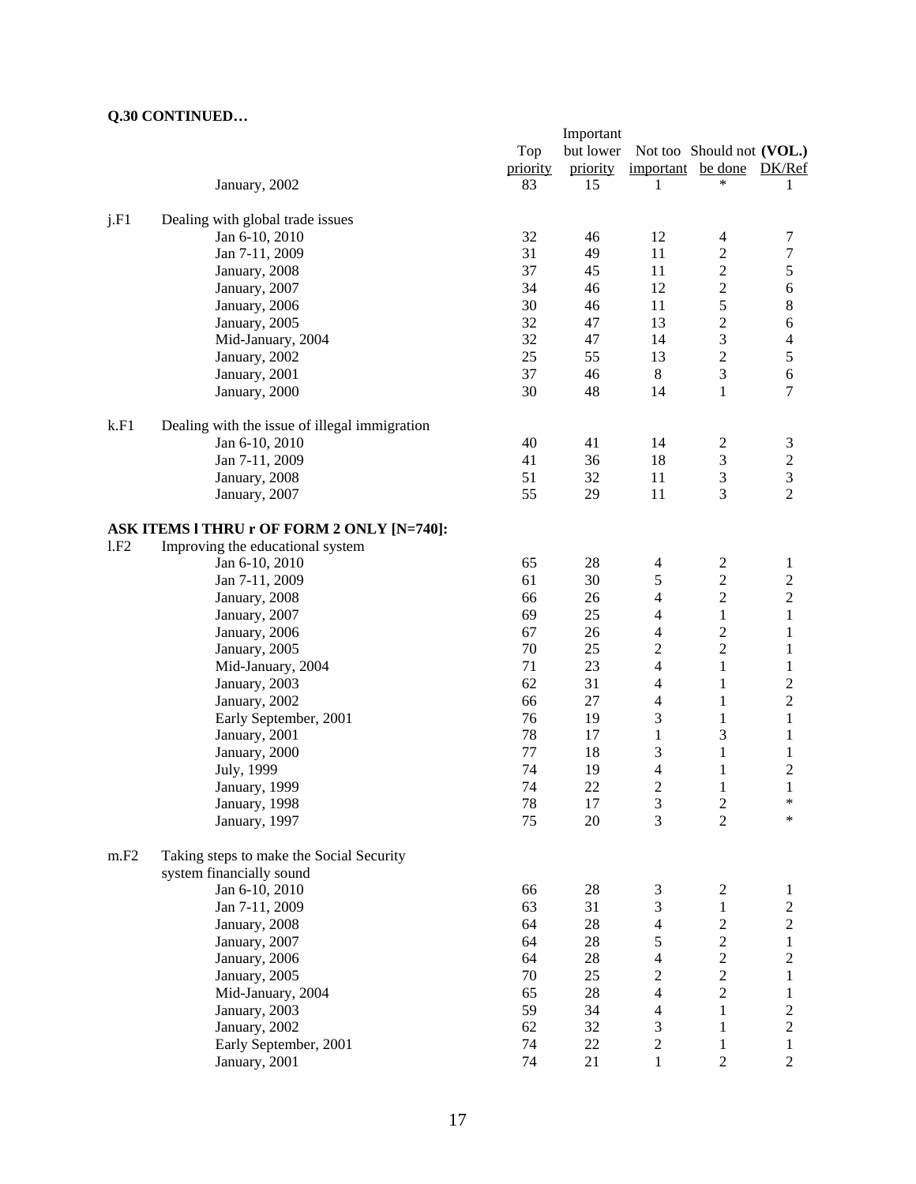**Q.30 CONTINUED…**

| | | Top priority | Important but lower priority | Not too important | Should not be done | **(VOL.)** DK/Ref |
|---|---|---|---|---|---|---|
| | January, 2002 | 83 | 15 | 1 | * | 1 |
| j.F1 | Dealing with global trade issues | | | | | |
| | Jan 6-10, 2010 | 32 | 46 | 12 | 4 | 7 |
| | Jan 7-11, 2009 | 31 | 49 | 11 | 2 | 7 |
| | January, 2008 | 37 | 45 | 11 | 2 | 5 |
| | January, 2007 | 34 | 46 | 12 | 2 | 6 |
| | January, 2006 | 30 | 46 | 11 | 5 | 8 |
| | January, 2005 | 32 | 47 | 13 | 2 | 6 |
| | Mid-January, 2004 | 32 | 47 | 14 | 3 | 4 |
| | January, 2002 | 25 | 55 | 13 | 2 | 5 |
| | January, 2001 | 37 | 46 | 8 | 3 | 6 |
| | January, 2000 | 30 | 48 | 14 | 1 | 7 |
| k.F1 | Dealing with the issue of illegal immigration | | | | | |
| | Jan 6-10, 2010 | 40 | 41 | 14 | 2 | 3 |
| | Jan 7-11, 2009 | 41 | 36 | 18 | 3 | 2 |
| | January, 2008 | 51 | 32 | 11 | 3 | 3 |
| | January, 2007 | 55 | 29 | 11 | 3 | 2 |
| | **ASK ITEMS l THRU r OF FORM 2 ONLY [N=740]:** | | | | | |
| l.F2 | Improving the educational system | | | | | |
| | Jan 6-10, 2010 | 65 | 28 | 4 | 2 | 1 |
| | Jan 7-11, 2009 | 61 | 30 | 5 | 2 | 2 |
| | January, 2008 | 66 | 26 | 4 | 2 | 2 |
| | January, 2007 | 69 | 25 | 4 | 1 | 1 |
| | January, 2006 | 67 | 26 | 4 | 2 | 1 |
| | January, 2005 | 70 | 25 | 2 | 2 | 1 |
| | Mid-January, 2004 | 71 | 23 | 4 | 1 | 1 |
| | January, 2003 | 62 | 31 | 4 | 1 | 2 |
| | January, 2002 | 66 | 27 | 4 | 1 | 2 |
| | Early September, 2001 | 76 | 19 | 3 | 1 | 1 |
| | January, 2001 | 78 | 17 | 1 | 3 | 1 |
| | January, 2000 | 77 | 18 | 3 | 1 | 1 |
| | July, 1999 | 74 | 19 | 4 | 1 | 2 |
| | January, 1999 | 74 | 22 | 2 | 1 | 1 |
| | January, 1998 | 78 | 17 | 3 | 2 | * |
| | January, 1997 | 75 | 20 | 3 | 2 | * |
| m.F2 | Taking steps to make the Social Security system financially sound | | | | | |
| | Jan 6-10, 2010 | 66 | 28 | 3 | 2 | 1 |
| | Jan 7-11, 2009 | 63 | 31 | 3 | 1 | 2 |
| | January, 2008 | 64 | 28 | 4 | 2 | 2 |
| | January, 2007 | 64 | 28 | 5 | 2 | 1 |
| | January, 2006 | 64 | 28 | 4 | 2 | 2 |
| | January, 2005 | 70 | 25 | 2 | 2 | 1 |
| | Mid-January, 2004 | 65 | 28 | 4 | 2 | 1 |
| | January, 2003 | 59 | 34 | 4 | 1 | 2 |
| | January, 2002 | 62 | 32 | 3 | 1 | 2 |
| | Early September, 2001 | 74 | 22 | 2 | 1 | 1 |
| | January, 2001 | 74 | 21 | 1 | 2 | 2 |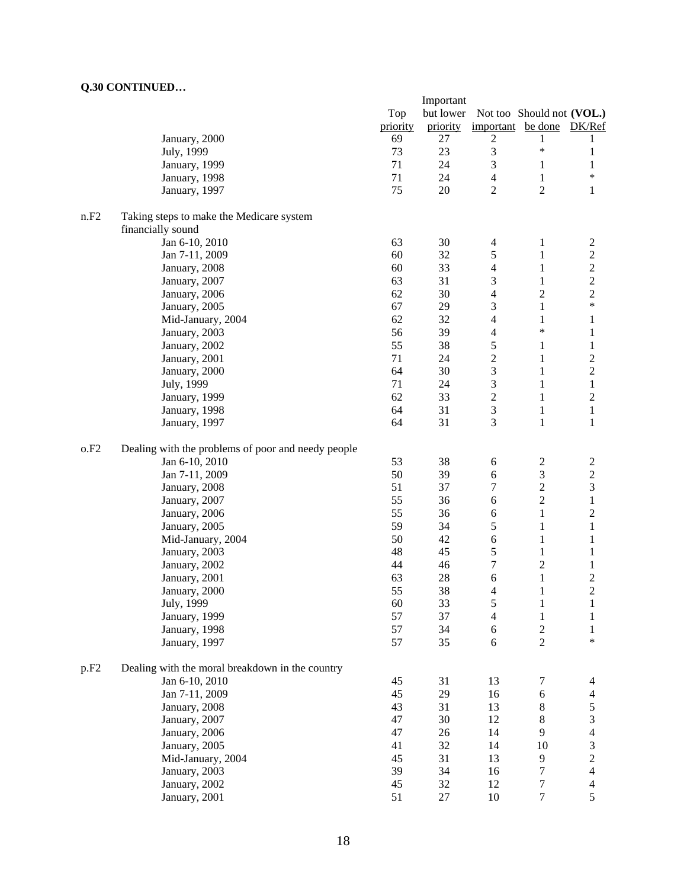**Q.30 CONTINUED…**

| | | Top priority | Important but lower priority | Not too important | Should not be done | (VOL.) DK/Ref |
|---|---|---|---|---|---|---|
| | January, 2000 | 69 | 27 | 2 | 1 | 1 |
| | July, 1999 | 73 | 23 | 3 | * | 1 |
| | January, 1999 | 71 | 24 | 3 | 1 | 1 |
| | January, 1998 | 71 | 24 | 4 | 1 | * |
| | January, 1997 | 75 | 20 | 2 | 2 | 1 |
| n.F2 | Taking steps to make the Medicare system financially sound | | | | | |
| | Jan 6-10, 2010 | 63 | 30 | 4 | 1 | 2 |
| | Jan 7-11, 2009 | 60 | 32 | 5 | 1 | 2 |
| | January, 2008 | 60 | 33 | 4 | 1 | 2 |
| | January, 2007 | 63 | 31 | 3 | 1 | 2 |
| | January, 2006 | 62 | 30 | 4 | 2 | 2 |
| | January, 2005 | 67 | 29 | 3 | 1 | * |
| | Mid-January, 2004 | 62 | 32 | 4 | 1 | 1 |
| | January, 2003 | 56 | 39 | 4 | * | 1 |
| | January, 2002 | 55 | 38 | 5 | 1 | 1 |
| | January, 2001 | 71 | 24 | 2 | 1 | 2 |
| | January, 2000 | 64 | 30 | 3 | 1 | 2 |
| | July, 1999 | 71 | 24 | 3 | 1 | 1 |
| | January, 1999 | 62 | 33 | 2 | 1 | 2 |
| | January, 1998 | 64 | 31 | 3 | 1 | 1 |
| | January, 1997 | 64 | 31 | 3 | 1 | 1 |
| o.F2 | Dealing with the problems of poor and needy people | | | | | |
| | Jan 6-10, 2010 | 53 | 38 | 6 | 2 | 2 |
| | Jan 7-11, 2009 | 50 | 39 | 6 | 3 | 2 |
| | January, 2008 | 51 | 37 | 7 | 2 | 3 |
| | January, 2007 | 55 | 36 | 6 | 2 | 1 |
| | January, 2006 | 55 | 36 | 6 | 1 | 2 |
| | January, 2005 | 59 | 34 | 5 | 1 | 1 |
| | Mid-January, 2004 | 50 | 42 | 6 | 1 | 1 |
| | January, 2003 | 48 | 45 | 5 | 1 | 1 |
| | January, 2002 | 44 | 46 | 7 | 2 | 1 |
| | January, 2001 | 63 | 28 | 6 | 1 | 2 |
| | January, 2000 | 55 | 38 | 4 | 1 | 2 |
| | July, 1999 | 60 | 33 | 5 | 1 | 1 |
| | January, 1999 | 57 | 37 | 4 | 1 | 1 |
| | January, 1998 | 57 | 34 | 6 | 2 | 1 |
| | January, 1997 | 57 | 35 | 6 | 2 | * |
| p.F2 | Dealing with the moral breakdown in the country | | | | | |
| | Jan 6-10, 2010 | 45 | 31 | 13 | 7 | 4 |
| | Jan 7-11, 2009 | 45 | 29 | 16 | 6 | 4 |
| | January, 2008 | 43 | 31 | 13 | 8 | 5 |
| | January, 2007 | 47 | 30 | 12 | 8 | 3 |
| | January, 2006 | 47 | 26 | 14 | 9 | 4 |
| | January, 2005 | 41 | 32 | 14 | 10 | 3 |
| | Mid-January, 2004 | 45 | 31 | 13 | 9 | 2 |
| | January, 2003 | 39 | 34 | 16 | 7 | 4 |
| | January, 2002 | 45 | 32 | 12 | 7 | 4 |
| | January, 2001 | 51 | 27 | 10 | 7 | 5 |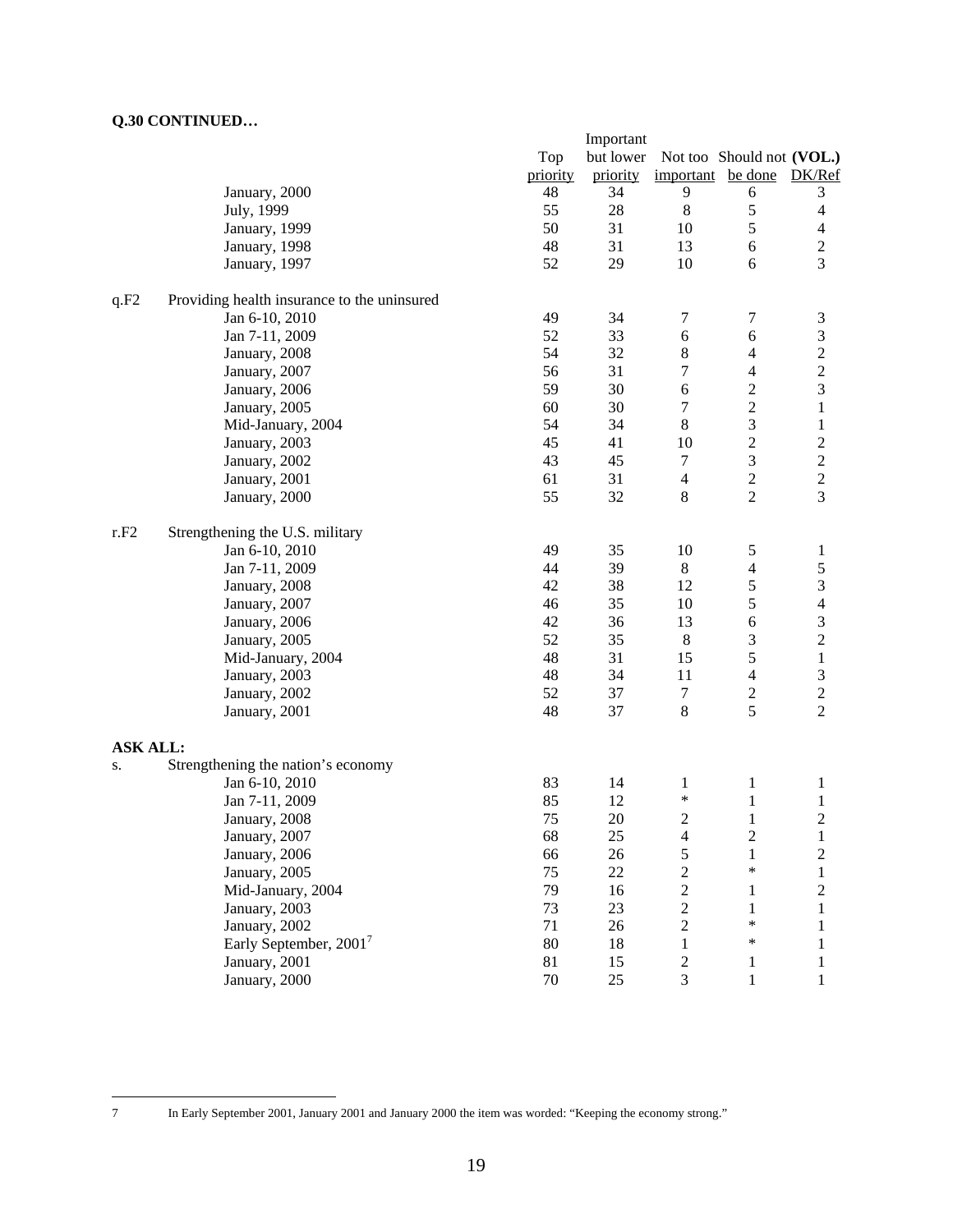**Q.30 CONTINUED…**

| | | Top priority | Important but lower priority | Not too important | Should not be done | (VOL.) DK/Ref |
|---|---|---|---|---|---|---|
| | January, 2000 | 48 | 34 | 9 | 6 | 3 |
| | July, 1999 | 55 | 28 | 8 | 5 | 4 |
| | January, 1999 | 50 | 31 | 10 | 5 | 4 |
| | January, 1998 | 48 | 31 | 13 | 6 | 2 |
| | January, 1997 | 52 | 29 | 10 | 6 | 3 |
| q.F2 | Providing health insurance to the uninsured | | | | | |
| | Jan 6-10, 2010 | 49 | 34 | 7 | 7 | 3 |
| | Jan 7-11, 2009 | 52 | 33 | 6 | 6 | 3 |
| | January, 2008 | 54 | 32 | 8 | 4 | 2 |
| | January, 2007 | 56 | 31 | 7 | 4 | 2 |
| | January, 2006 | 59 | 30 | 6 | 2 | 3 |
| | January, 2005 | 60 | 30 | 7 | 2 | 1 |
| | Mid-January, 2004 | 54 | 34 | 8 | 3 | 1 |
| | January, 2003 | 45 | 41 | 10 | 2 | 2 |
| | January, 2002 | 43 | 45 | 7 | 3 | 2 |
| | January, 2001 | 61 | 31 | 4 | 2 | 2 |
| | January, 2000 | 55 | 32 | 8 | 2 | 3 |
| r.F2 | Strengthening the U.S. military | | | | | |
| | Jan 6-10, 2010 | 49 | 35 | 10 | 5 | 1 |
| | Jan 7-11, 2009 | 44 | 39 | 8 | 4 | 5 |
| | January, 2008 | 42 | 38 | 12 | 5 | 3 |
| | January, 2007 | 46 | 35 | 10 | 5 | 4 |
| | January, 2006 | 42 | 36 | 13 | 6 | 3 |
| | January, 2005 | 52 | 35 | 8 | 3 | 2 |
| | Mid-January, 2004 | 48 | 31 | 15 | 5 | 1 |
| | January, 2003 | 48 | 34 | 11 | 4 | 3 |
| | January, 2002 | 52 | 37 | 7 | 2 | 2 |
| | January, 2001 | 48 | 37 | 8 | 5 | 2 |
| **ASK ALL:** | | | | | | |
| s. | Strengthening the nation's economy | | | | | |
| | Jan 6-10, 2010 | 83 | 14 | 1 | 1 | 1 |
| | Jan 7-11, 2009 | 85 | 12 | * | 1 | 1 |
| | January, 2008 | 75 | 20 | 2 | 1 | 2 |
| | January, 2007 | 68 | 25 | 4 | 2 | 1 |
| | January, 2006 | 66 | 26 | 5 | 1 | 2 |
| | January, 2005 | 75 | 22 | 2 | * | 1 |
| | Mid-January, 2004 | 79 | 16 | 2 | 1 | 2 |
| | January, 2003 | 73 | 23 | 2 | 1 | 1 |
| | January, 2002 | 71 | 26 | 2 | * | 1 |
| | Early September, 2001[7] | 80 | 18 | 1 | * | 1 |
| | January, 2001 | 81 | 15 | 2 | 1 | 1 |
| | January, 2000 | 70 | 25 | 3 | 1 | 1 |

7 In Early September 2001, January 2001 and January 2000 the item was worded: "Keeping the economy strong."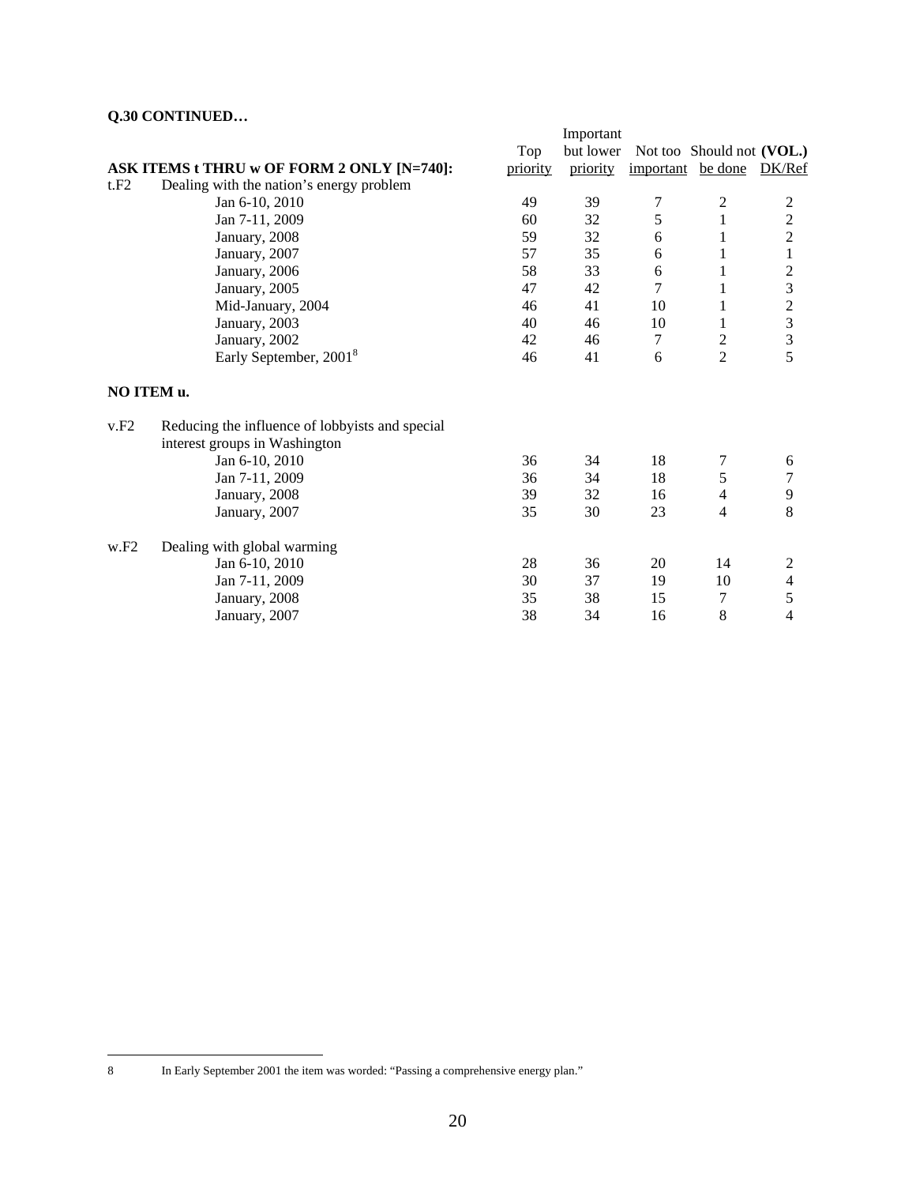**Q.30 CONTINUED…**

| ASK ITEMS t THRU w OF FORM 2 ONLY [N=740]: | Top priority | Important but lower priority | Not too important | Should not be done | (VOL.) DK/Ref |
|---|---|---|---|---|---|
| t.F2 Dealing with the nation's energy problem | | | | | |
| Jan 6-10, 2010 | 49 | 39 | 7 | 2 | 2 |
| Jan 7-11, 2009 | 60 | 32 | 5 | 1 | 2 |
| January, 2008 | 59 | 32 | 6 | 1 | 2 |
| January, 2007 | 57 | 35 | 6 | 1 | 1 |
| January, 2006 | 58 | 33 | 6 | 1 | 2 |
| January, 2005 | 47 | 42 | 7 | 1 | 3 |
| Mid-January, 2004 | 46 | 41 | 10 | 1 | 2 |
| January, 2003 | 40 | 46 | 10 | 1 | 3 |
| January, 2002 | 42 | 46 | 7 | 2 | 3 |
| Early September, 2001[8] | 46 | 41 | 6 | 2 | 5 |
| **NO ITEM u.** | | | | | |
| v.F2 Reducing the influence of lobbyists and special interest groups in Washington | | | | | |
| Jan 6-10, 2010 | 36 | 34 | 18 | 7 | 6 |
| Jan 7-11, 2009 | 36 | 34 | 18 | 5 | 7 |
| January, 2008 | 39 | 32 | 16 | 4 | 9 |
| January, 2007 | 35 | 30 | 23 | 4 | 8 |
| w.F2 Dealing with global warming | | | | | |
| Jan 6-10, 2010 | 28 | 36 | 20 | 14 | 2 |
| Jan 7-11, 2009 | 30 | 37 | 19 | 10 | 4 |
| January, 2008 | 35 | 38 | 15 | 7 | 5 |
| January, 2007 | 38 | 34 | 16 | 8 | 4 |

8 In Early September 2001 the item was worded: "Passing a comprehensive energy plan."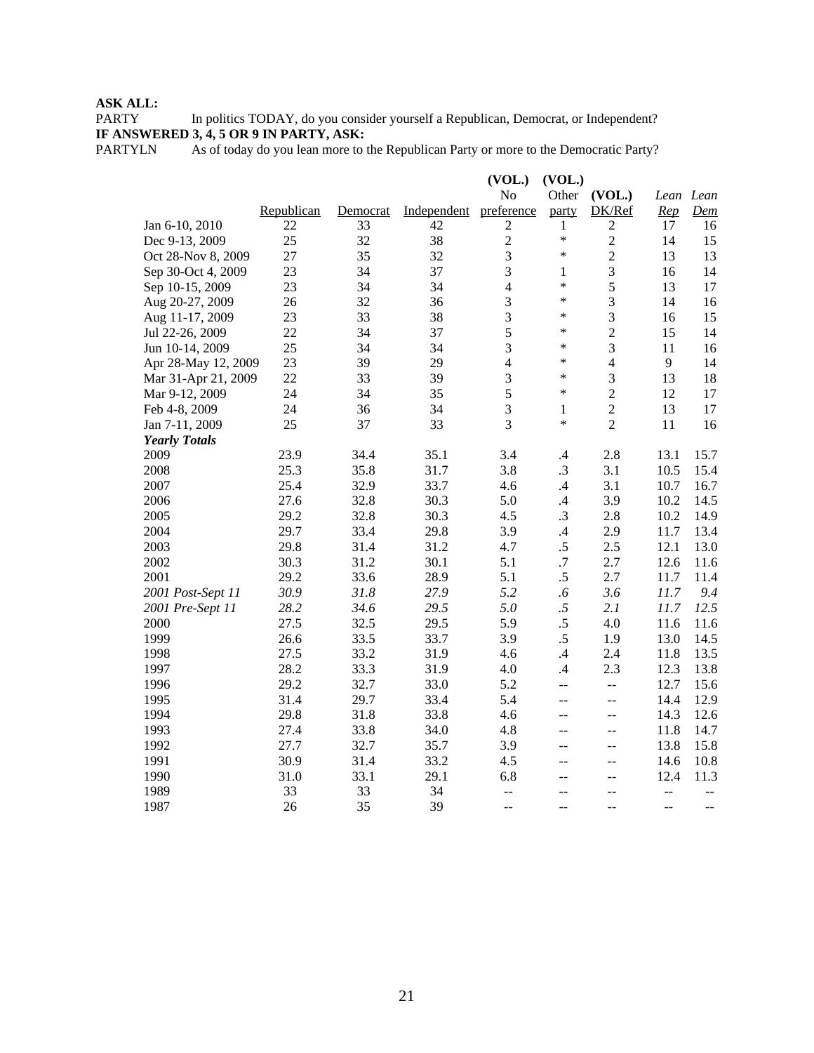**ASK ALL:**

PARTY In politics TODAY, do you consider yourself a Republican, Democrat, or Independent?

**IF ANSWERED 3, 4, 5 OR 9 IN PARTY, ASK:**

PARTYLN As of today do you lean more to the Republican Party or more to the Democratic Party?

| | Republican | Democrat | Independent | (VOL.) No preference | (VOL.) Other party | (VOL.) DK/Ref | *Lean Rep* | *Lean Dem* |
|---|---|---|---|---|---|---|---|---|
| Jan 6-10, 2010 | 22 | 33 | 42 | 2 | 1 | 2 | 17 | 16 |
| Dec 9-13, 2009 | 25 | 32 | 38 | 2 | * | 2 | 14 | 15 |
| Oct 28-Nov 8, 2009 | 27 | 35 | 32 | 3 | * | 2 | 13 | 13 |
| Sep 30-Oct 4, 2009 | 23 | 34 | 37 | 3 | 1 | 3 | 16 | 14 |
| Sep 10-15, 2009 | 23 | 34 | 34 | 4 | * | 5 | 13 | 17 |
| Aug 20-27, 2009 | 26 | 32 | 36 | 3 | * | 3 | 14 | 16 |
| Aug 11-17, 2009 | 23 | 33 | 38 | 3 | * | 3 | 16 | 15 |
| Jul 22-26, 2009 | 22 | 34 | 37 | 5 | * | 2 | 15 | 14 |
| Jun 10-14, 2009 | 25 | 34 | 34 | 3 | * | 3 | 11 | 16 |
| Apr 28-May 12, 2009 | 23 | 39 | 29 | 4 | * | 4 | 9 | 14 |
| Mar 31-Apr 21, 2009 | 22 | 33 | 39 | 3 | * | 3 | 13 | 18 |
| Mar 9-12, 2009 | 24 | 34 | 35 | 5 | * | 2 | 12 | 17 |
| Feb 4-8, 2009 | 24 | 36 | 34 | 3 | 1 | 2 | 13 | 17 |
| Jan 7-11, 2009 | 25 | 37 | 33 | 3 | * | 2 | 11 | 16 |
| ***Yearly Totals*** | | | | | | | | |
| 2009 | 23.9 | 34.4 | 35.1 | 3.4 | .4 | 2.8 | 13.1 | 15.7 |
| 2008 | 25.3 | 35.8 | 31.7 | 3.8 | .3 | 3.1 | 10.5 | 15.4 |
| 2007 | 25.4 | 32.9 | 33.7 | 4.6 | .4 | 3.1 | 10.7 | 16.7 |
| 2006 | 27.6 | 32.8 | 30.3 | 5.0 | .4 | 3.9 | 10.2 | 14.5 |
| 2005 | 29.2 | 32.8 | 30.3 | 4.5 | .3 | 2.8 | 10.2 | 14.9 |
| 2004 | 29.7 | 33.4 | 29.8 | 3.9 | .4 | 2.9 | 11.7 | 13.4 |
| 2003 | 29.8 | 31.4 | 31.2 | 4.7 | .5 | 2.5 | 12.1 | 13.0 |
| 2002 | 30.3 | 31.2 | 30.1 | 5.1 | .7 | 2.7 | 12.6 | 11.6 |
| 2001 | 29.2 | 33.6 | 28.9 | 5.1 | .5 | 2.7 | 11.7 | 11.4 |
| *2001 Post-Sept 11* | *30.9* | *31.8* | *27.9* | *5.2* | *.6* | *3.6* | *11.7* | *9.4* |
| *2001 Pre-Sept 11* | *28.2* | *34.6* | *29.5* | *5.0* | *.5* | *2.1* | *11.7* | *12.5* |
| 2000 | 27.5 | 32.5 | 29.5 | 5.9 | .5 | 4.0 | 11.6 | 11.6 |
| 1999 | 26.6 | 33.5 | 33.7 | 3.9 | .5 | 1.9 | 13.0 | 14.5 |
| 1998 | 27.5 | 33.2 | 31.9 | 4.6 | .4 | 2.4 | 11.8 | 13.5 |
| 1997 | 28.2 | 33.3 | 31.9 | 4.0 | .4 | 2.3 | 12.3 | 13.8 |
| 1996 | 29.2 | 32.7 | 33.0 | 5.2 | -- | -- | 12.7 | 15.6 |
| 1995 | 31.4 | 29.7 | 33.4 | 5.4 | -- | -- | 14.4 | 12.9 |
| 1994 | 29.8 | 31.8 | 33.8 | 4.6 | -- | -- | 14.3 | 12.6 |
| 1993 | 27.4 | 33.8 | 34.0 | 4.8 | -- | -- | 11.8 | 14.7 |
| 1992 | 27.7 | 32.7 | 35.7 | 3.9 | -- | -- | 13.8 | 15.8 |
| 1991 | 30.9 | 31.4 | 33.2 | 4.5 | -- | -- | 14.6 | 10.8 |
| 1990 | 31.0 | 33.1 | 29.1 | 6.8 | -- | -- | 12.4 | 11.3 |
| 1989 | 33 | 33 | 34 | -- | -- | -- | -- | -- |
| 1987 | 26 | 35 | 39 | -- | -- | -- | -- | -- |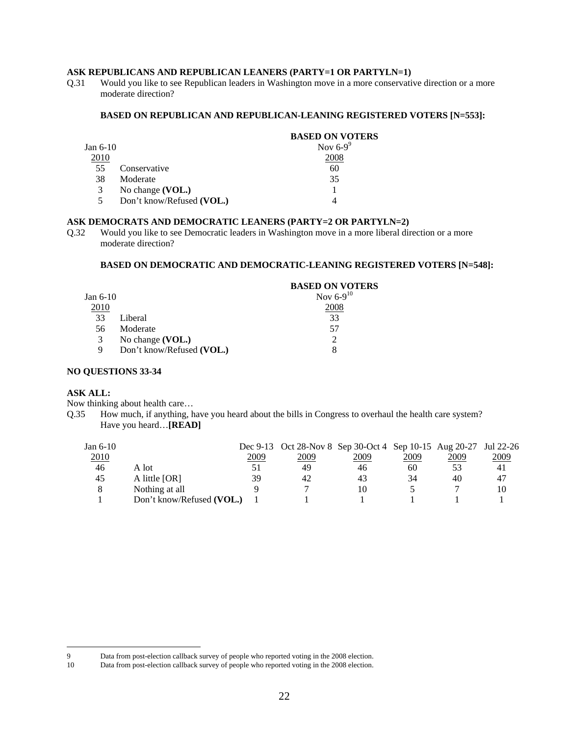**ASK REPUBLICANS AND REPUBLICAN LEANERS (PARTY=1 OR PARTYLN=1)**

Q.31 Would you like to see Republican leaders in Washington move in a more conservative direction or a more moderate direction?

**BASED ON REPUBLICAN AND REPUBLICAN-LEANING REGISTERED VOTERS [N=553]:**

| Jan 6-10 2010 | | BASED ON VOTERS Nov 6-9[9] 2008 |
|---|---|---|
| 55 | Conservative | 60 |
| 38 | Moderate | 35 |
| 3 | No change **(VOL.)** | 1 |
| 5 | Don't know/Refused **(VOL.)** | 4 |

**ASK DEMOCRATS AND DEMOCRATIC LEANERS (PARTY=2 OR PARTYLN=2)**

Q.32 Would you like to see Democratic leaders in Washington move in a more liberal direction or a more moderate direction?

**BASED ON DEMOCRATIC AND DEMOCRATIC-LEANING REGISTERED VOTERS [N=548]:**

| Jan 6-10 2010 | | BASED ON VOTERS Nov 6-9[10] 2008 |
|---|---|---|
| 33 | Liberal | 33 |
| 56 | Moderate | 57 |
| 3 | No change **(VOL.)** | 2 |
| 9 | Don't know/Refused **(VOL.)** | 8 |

**NO QUESTIONS 33-34**

**ASK ALL:**

Now thinking about health care…

Q.35 How much, if anything, have you heard about the bills in Congress to overhaul the health care system? Have you heard…**[READ]**

| Jan 6-10 2010 | | Dec 9-13 2009 | Oct 28-Nov 8 2009 | Sep 30-Oct 4 2009 | Sep 10-15 2009 | Aug 20-27 2009 | Jul 22-26 2009 |
|---|---|---|---|---|---|---|---|
| 46 | A lot | 51 | 49 | 46 | 60 | 53 | 41 |
| 45 | A little [OR] | 39 | 42 | 43 | 34 | 40 | 47 |
| 8 | Nothing at all | 9 | 7 | 10 | 5 | 7 | 10 |
| 1 | Don't know/Refused **(VOL.)** | 1 | 1 | 1 | 1 | 1 | 1 |

9 Data from post-election callback survey of people who reported voting in the 2008 election.

10 Data from post-election callback survey of people who reported voting in the 2008 election.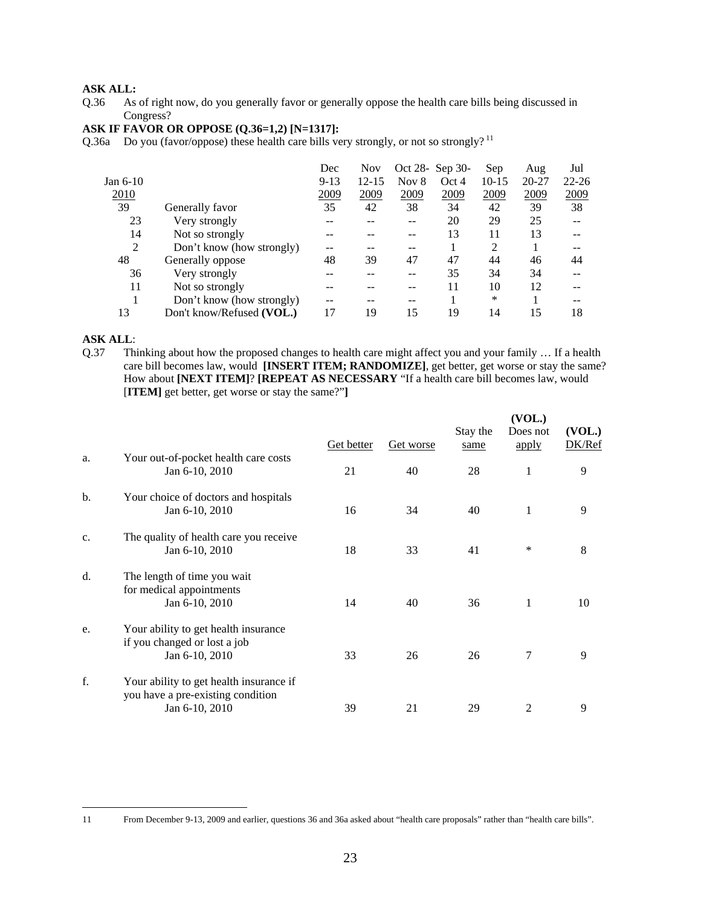**ASK ALL:**

Q.36 As of right now, do you generally favor or generally oppose the health care bills being discussed in Congress?

**ASK IF FAVOR OR OPPOSE (Q.36=1,2) [N=1317]:**

Q.36a Do you (favor/oppose) these health care bills very strongly, or not so strongly? [11]

| Jan 6-10 2010 | | Dec 9-13 2009 | Nov 12-15 2009 | Oct 28-Nov 8 2009 | Sep 30-Oct 4 2009 | Sep 10-15 2009 | Aug 20-27 2009 | Jul 22-26 2009 |
|---|---|---|---|---|---|---|---|---|
| 39 | Generally favor | 35 | 42 | 38 | 34 | 42 | 39 | 38 |
| 23 | Very strongly | -- | -- | -- | 20 | 29 | 25 | -- |
| 14 | Not so strongly | -- | -- | -- | 13 | 11 | 13 | -- |
| 2 | Don't know (how strongly) | -- | -- | -- | 1 | 2 | 1 | -- |
| 48 | Generally oppose | 48 | 39 | 47 | 47 | 44 | 46 | 44 |
| 36 | Very strongly | -- | -- | -- | 35 | 34 | 34 | -- |
| 11 | Not so strongly | -- | -- | -- | 11 | 10 | 12 | -- |
| 1 | Don't know (how strongly) | -- | -- | -- | 1 | * | 1 | -- |
| 13 | Don't know/Refused **(VOL.)** | 17 | 19 | 15 | 19 | 14 | 15 | 18 |

**ASK ALL**:

Q.37 Thinking about how the proposed changes to health care might affect you and your family … If a health care bill becomes law, would **[INSERT ITEM; RANDOMIZE]**, get better, get worse or stay the same? How about **[NEXT ITEM]**? **[REPEAT AS NECESSARY** "If a health care bill becomes law, would [**ITEM]** get better, get worse or stay the same?"**]**

| | | Get better | Get worse | Stay the same | (VOL.) Does not apply | (VOL.) DK/Ref |
|---|---|---|---|---|---|---|
| a. | Your out-of-pocket health care costs | | | | | |
| | Jan 6-10, 2010 | 21 | 40 | 28 | 1 | 9 |
| b. | Your choice of doctors and hospitals | | | | | |
| | Jan 6-10, 2010 | 16 | 34 | 40 | 1 | 9 |
| c. | The quality of health care you receive | | | | | |
| | Jan 6-10, 2010 | 18 | 33 | 41 | * | 8 |
| d. | The length of time you wait for medical appointments | | | | | |
| | Jan 6-10, 2010 | 14 | 40 | 36 | 1 | 10 |
| e. | Your ability to get health insurance if you changed or lost a job | | | | | |
| | Jan 6-10, 2010 | 33 | 26 | 26 | 7 | 9 |
| f. | Your ability to get health insurance if you have a pre-existing condition | | | | | |
| | Jan 6-10, 2010 | 39 | 21 | 29 | 2 | 9 |

---

11 From December 9-13, 2009 and earlier, questions 36 and 36a asked about "health care proposals" rather than "health care bills".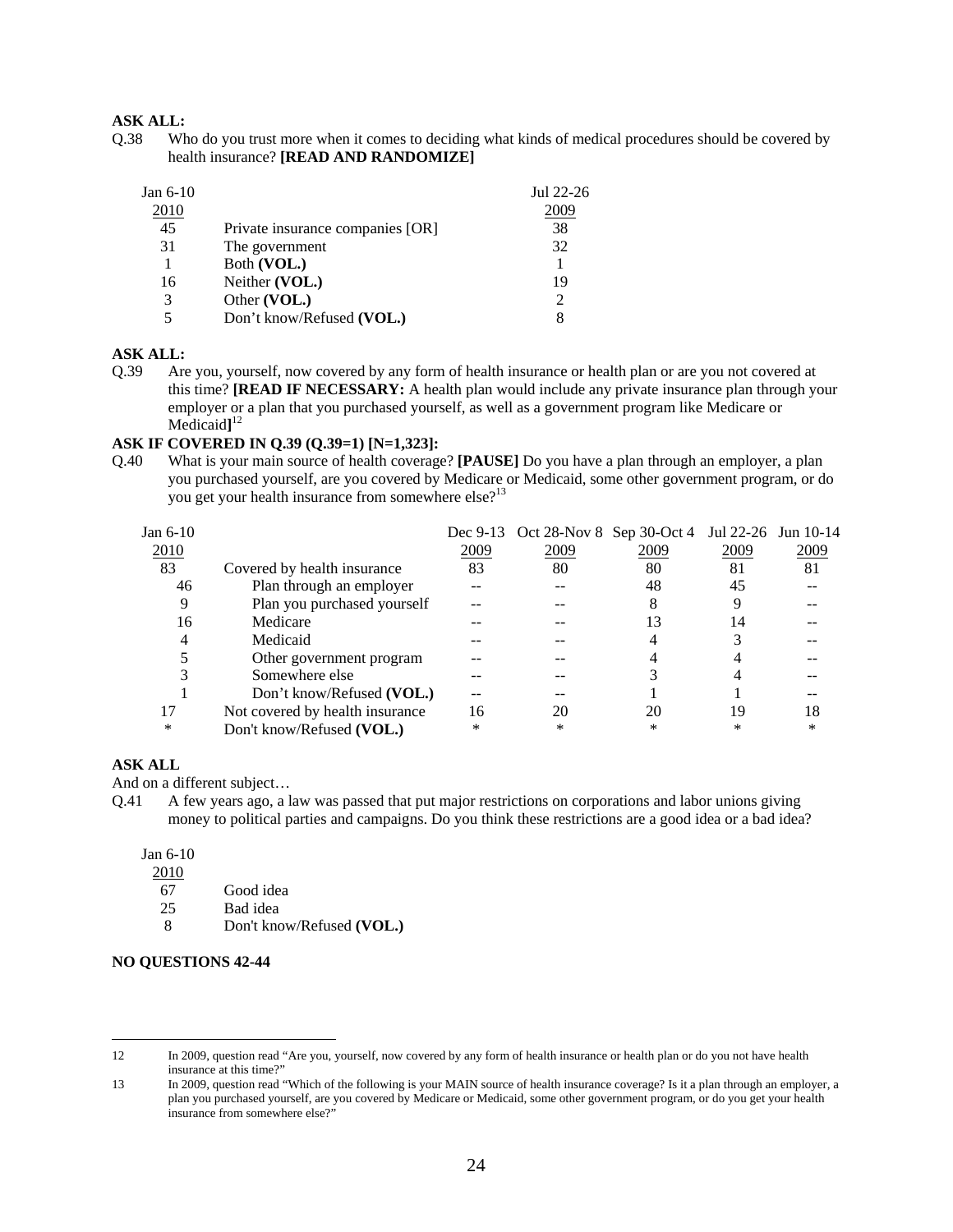**ASK ALL:**

Q.38 Who do you trust more when it comes to deciding what kinds of medical procedures should be covered by health insurance? **[READ AND RANDOMIZE]**

| Jan 6-10 2010 | | Jul 22-26 2009 |
|---|---|---|
| 45 | Private insurance companies [OR] | 38 |
| 31 | The government | 32 |
| 1 | Both **(VOL.)** | 1 |
| 16 | Neither **(VOL.)** | 19 |
| 3 | Other **(VOL.)** | 2 |
| 5 | Don't know/Refused **(VOL.)** | 8 |

**ASK ALL:**

Q.39 Are you, yourself, now covered by any form of health insurance or health plan or are you not covered at this time? **[READ IF NECESSARY:** A health plan would include any private insurance plan through your employer or a plan that you purchased yourself, as well as a government program like Medicare or Medicaid**]**[12]

**ASK IF COVERED IN Q.39 (Q.39=1) [N=1,323]:**

Q.40 What is your main source of health coverage? **[PAUSE]** Do you have a plan through an employer, a plan you purchased yourself, are you covered by Medicare or Medicaid, some other government program, or do you get your health insurance from somewhere else?[13]

| Jan 6-10 2010 | | Dec 9-13 2009 | Oct 28-Nov 8 2009 | Sep 30-Oct 4 2009 | Jul 22-26 2009 | Jun 10-14 2009 |
|---|---|---|---|---|---|---|
| 83 | Covered by health insurance | 83 | 80 | 80 | 81 | 81 |
| 46 | Plan through an employer | -- | -- | 48 | 45 | -- |
| 9 | Plan you purchased yourself | -- | -- | 8 | 9 | -- |
| 16 | Medicare | -- | -- | 13 | 14 | -- |
| 4 | Medicaid | -- | -- | 4 | 3 | -- |
| 5 | Other government program | -- | -- | 4 | 4 | -- |
| 3 | Somewhere else | -- | -- | 3 | 4 | -- |
| 1 | Don't know/Refused **(VOL.)** | -- | -- | 1 | 1 | -- |
| 17 | Not covered by health insurance | 16 | 20 | 20 | 19 | 18 |
| * | Don't know/Refused **(VOL.)** | * | * | * | * | * |

**ASK ALL**

And on a different subject…

Q.41 A few years ago, a law was passed that put major restrictions on corporations and labor unions giving money to political parties and campaigns. Do you think these restrictions are a good idea or a bad idea?

| Jan 6-10 2010 | |
|---|---|
| 67 | Good idea |
| 25 | Bad idea |
| 8 | Don't know/Refused **(VOL.)** |

**NO QUESTIONS 42-44**

---

12 In 2009, question read "Are you, yourself, now covered by any form of health insurance or health plan or do you not have health insurance at this time?"

13 In 2009, question read "Which of the following is your MAIN source of health insurance coverage? Is it a plan through an employer, a plan you purchased yourself, are you covered by Medicare or Medicaid, some other government program, or do you get your health insurance from somewhere else?"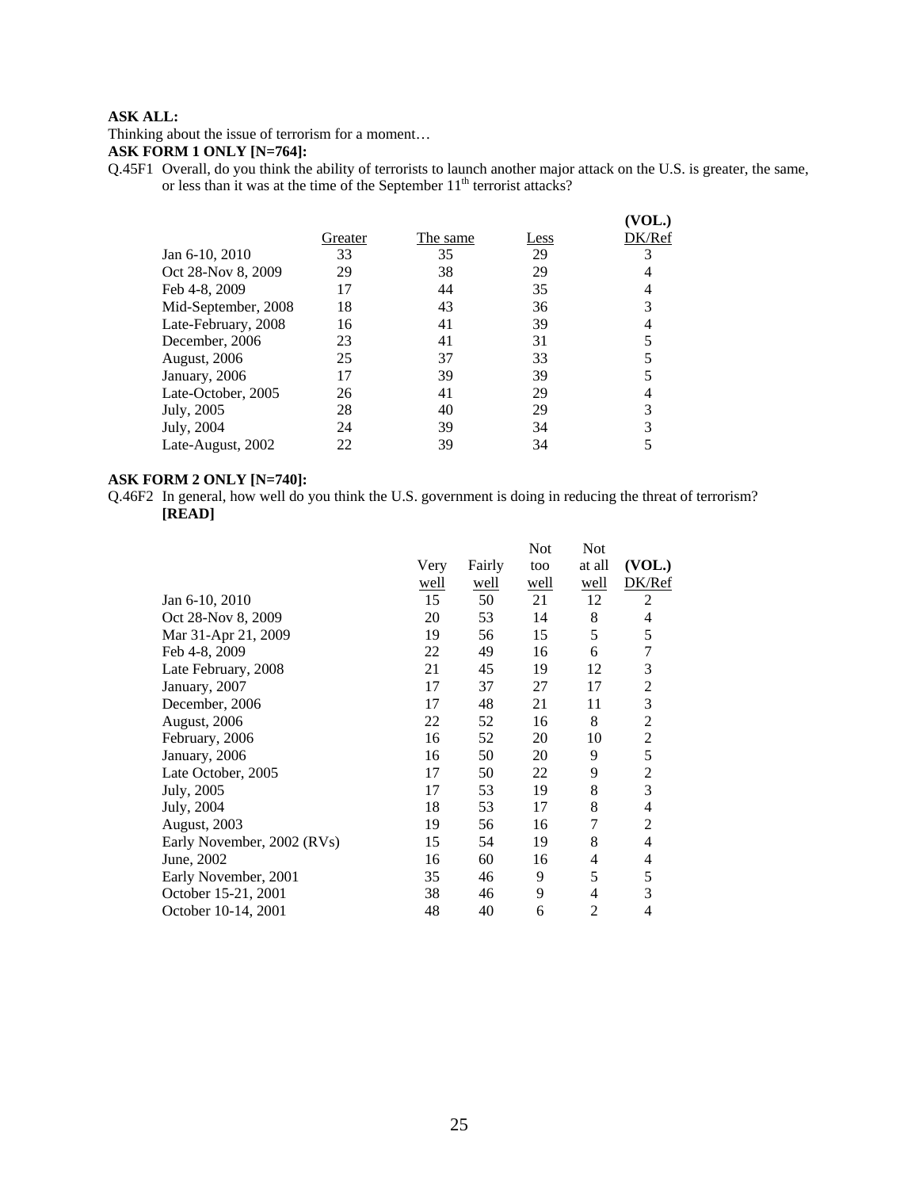**ASK ALL:**

Thinking about the issue of terrorism for a moment…

**ASK FORM 1 ONLY [N=764]:**

Q.45F1 Overall, do you think the ability of terrorists to launch another major attack on the U.S. is greater, the same, or less than it was at the time of the September 11th terrorist attacks?

| | Greater | The same | Less | (VOL.) DK/Ref |
|---|---|---|---|---|
| Jan 6-10, 2010 | 33 | 35 | 29 | 3 |
| Oct 28-Nov 8, 2009 | 29 | 38 | 29 | 4 |
| Feb 4-8, 2009 | 17 | 44 | 35 | 4 |
| Mid-September, 2008 | 18 | 43 | 36 | 3 |
| Late-February, 2008 | 16 | 41 | 39 | 4 |
| December, 2006 | 23 | 41 | 31 | 5 |
| August, 2006 | 25 | 37 | 33 | 5 |
| January, 2006 | 17 | 39 | 39 | 5 |
| Late-October, 2005 | 26 | 41 | 29 | 4 |
| July, 2005 | 28 | 40 | 29 | 3 |
| July, 2004 | 24 | 39 | 34 | 3 |
| Late-August, 2002 | 22 | 39 | 34 | 5 |

**ASK FORM 2 ONLY [N=740]:**

Q.46F2 In general, how well do you think the U.S. government is doing in reducing the threat of terrorism? **[READ]**

| | Very well | Fairly well | Not too well | Not at all well | (VOL.) DK/Ref |
|---|---|---|---|---|---|
| Jan 6-10, 2010 | 15 | 50 | 21 | 12 | 2 |
| Oct 28-Nov 8, 2009 | 20 | 53 | 14 | 8 | 4 |
| Mar 31-Apr 21, 2009 | 19 | 56 | 15 | 5 | 5 |
| Feb 4-8, 2009 | 22 | 49 | 16 | 6 | 7 |
| Late February, 2008 | 21 | 45 | 19 | 12 | 3 |
| January, 2007 | 17 | 37 | 27 | 17 | 2 |
| December, 2006 | 17 | 48 | 21 | 11 | 3 |
| August, 2006 | 22 | 52 | 16 | 8 | 2 |
| February, 2006 | 16 | 52 | 20 | 10 | 2 |
| January, 2006 | 16 | 50 | 20 | 9 | 5 |
| Late October, 2005 | 17 | 50 | 22 | 9 | 2 |
| July, 2005 | 17 | 53 | 19 | 8 | 3 |
| July, 2004 | 18 | 53 | 17 | 8 | 4 |
| August, 2003 | 19 | 56 | 16 | 7 | 2 |
| Early November, 2002 (RVs) | 15 | 54 | 19 | 8 | 4 |
| June, 2002 | 16 | 60 | 16 | 4 | 4 |
| Early November, 2001 | 35 | 46 | 9 | 5 | 5 |
| October 15-21, 2001 | 38 | 46 | 9 | 4 | 3 |
| October 10-14, 2001 | 48 | 40 | 6 | 2 | 4 |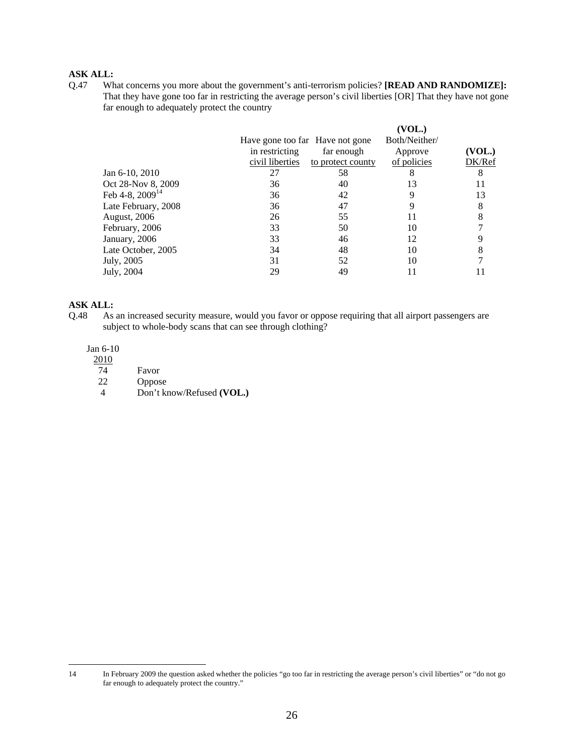**ASK ALL:**

Q.47 What concerns you more about the government's anti-terrorism policies? **[READ AND RANDOMIZE]:** That they have gone too far in restricting the average person's civil liberties [OR] That they have not gone far enough to adequately protect the country

| | Have gone too far in restricting civil liberties | Have not gone far enough to protect county | (VOL.) Both/Neither/ Approve of policies | (VOL.) DK/Ref |
|---|---|---|---|---|
| Jan 6-10, 2010 | 27 | 58 | 8 | 8 |
| Oct 28-Nov 8, 2009 | 36 | 40 | 13 | 11 |
| Feb 4-8, 2009[14] | 36 | 42 | 9 | 13 |
| Late February, 2008 | 36 | 47 | 9 | 8 |
| August, 2006 | 26 | 55 | 11 | 8 |
| February, 2006 | 33 | 50 | 10 | 7 |
| January, 2006 | 33 | 46 | 12 | 9 |
| Late October, 2005 | 34 | 48 | 10 | 8 |
| July, 2005 | 31 | 52 | 10 | 7 |
| July, 2004 | 29 | 49 | 11 | 11 |

**ASK ALL:**

Q.48 As an increased security measure, would you favor or oppose requiring that all airport passengers are subject to whole-body scans that can see through clothing?

| Jan 6-10 2010 | |
|---|---|
| 74 | Favor |
| 22 | Oppose |
| 4 | Don't know/Refused **(VOL.)** |

---

14 In February 2009 the question asked whether the policies "go too far in restricting the average person's civil liberties" or "do not go far enough to adequately protect the country."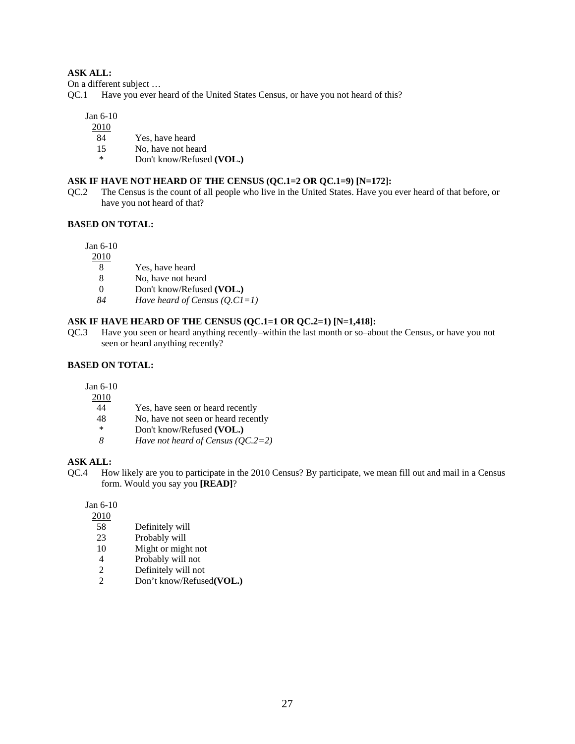**ASK ALL:**

On a different subject …

QC.1 Have you ever heard of the United States Census, or have you not heard of this?

| Jan 6-10 2010 | |
|---|---|
| 84 | Yes, have heard |
| 15 | No, have not heard |
| * | Don't know/Refused **(VOL.)** |

**ASK IF HAVE NOT HEARD OF THE CENSUS (QC.1=2 OR QC.1=9) [N=172]:**

QC.2 The Census is the count of all people who live in the United States. Have you ever heard of that before, or have you not heard of that?

**BASED ON TOTAL:**

| Jan 6-10 2010 | |
|---|---|
| 8 | Yes, have heard |
| 8 | No, have not heard |
| 0 | Don't know/Refused **(VOL.)** |
| *84* | *Have heard of Census (Q.C1=1)* |

**ASK IF HAVE HEARD OF THE CENSUS (QC.1=1 OR QC.2=1) [N=1,418]:**

QC.3 Have you seen or heard anything recently–within the last month or so–about the Census, or have you not seen or heard anything recently?

**BASED ON TOTAL:**

| Jan 6-10 2010 | |
|---|---|
| 44 | Yes, have seen or heard recently |
| 48 | No, have not seen or heard recently |
| * | Don't know/Refused **(VOL.)** |
| *8* | *Have not heard of Census (QC.2=2)* |

**ASK ALL:**

QC.4 How likely are you to participate in the 2010 Census? By participate, we mean fill out and mail in a Census form. Would you say you **[READ]**?

| Jan 6-10 2010 | |
|---|---|
| 58 | Definitely will |
| 23 | Probably will |
| 10 | Might or might not |
| 4 | Probably will not |
| 2 | Definitely will not |
| 2 | Don't know/Refused**(VOL.)** |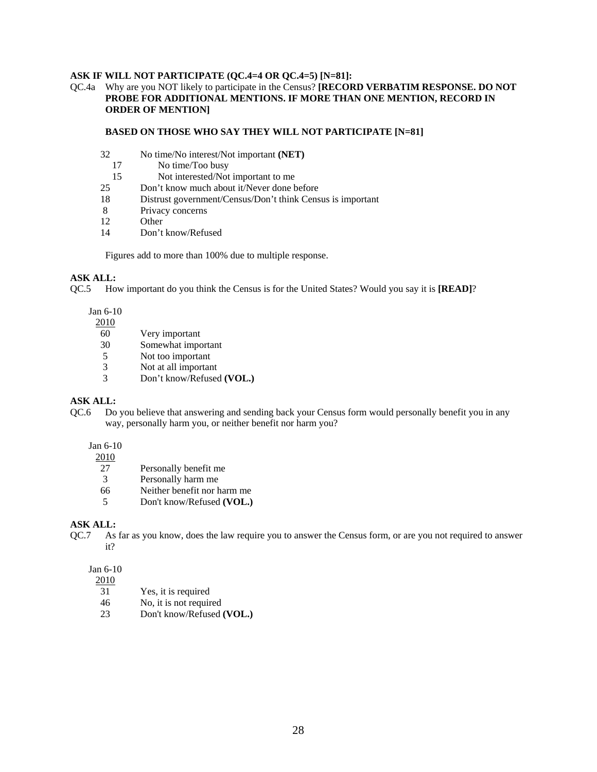**ASK IF WILL NOT PARTICIPATE (QC.4=4 OR QC.4=5) [N=81]:**

QC.4a Why are you NOT likely to participate in the Census? **[RECORD VERBATIM RESPONSE. DO NOT PROBE FOR ADDITIONAL MENTIONS. IF MORE THAN ONE MENTION, RECORD IN ORDER OF MENTION]**

**BASED ON THOSE WHO SAY THEY WILL NOT PARTICIPATE [N=81]**

| | |
|---|---|
| 32 | No time/No interest/Not important **(NET)** |
| 17 | No time/Too busy |
| 15 | Not interested/Not important to me |
| 25 | Don't know much about it/Never done before |
| 18 | Distrust government/Census/Don't think Census is important |
| 8 | Privacy concerns |
| 12 | Other |
| 14 | Don't know/Refused |

Figures add to more than 100% due to multiple response.

**ASK ALL:**

QC.5 How important do you think the Census is for the United States? Would you say it is **[READ]**?

| Jan 6-10 2010 | |
|---|---|
| 60 | Very important |
| 30 | Somewhat important |
| 5 | Not too important |
| 3 | Not at all important |
| 3 | Don't know/Refused **(VOL.)** |

**ASK ALL:**

QC.6 Do you believe that answering and sending back your Census form would personally benefit you in any way, personally harm you, or neither benefit nor harm you?

| Jan 6-10 2010 | |
|---|---|
| 27 | Personally benefit me |
| 3 | Personally harm me |
| 66 | Neither benefit nor harm me |
| 5 | Don't know/Refused **(VOL.)** |

**ASK ALL:**

QC.7 As far as you know, does the law require you to answer the Census form, or are you not required to answer it?

| Jan 6-10 2010 | |
|---|---|
| 31 | Yes, it is required |
| 46 | No, it is not required |
| 23 | Don't know/Refused **(VOL.)** |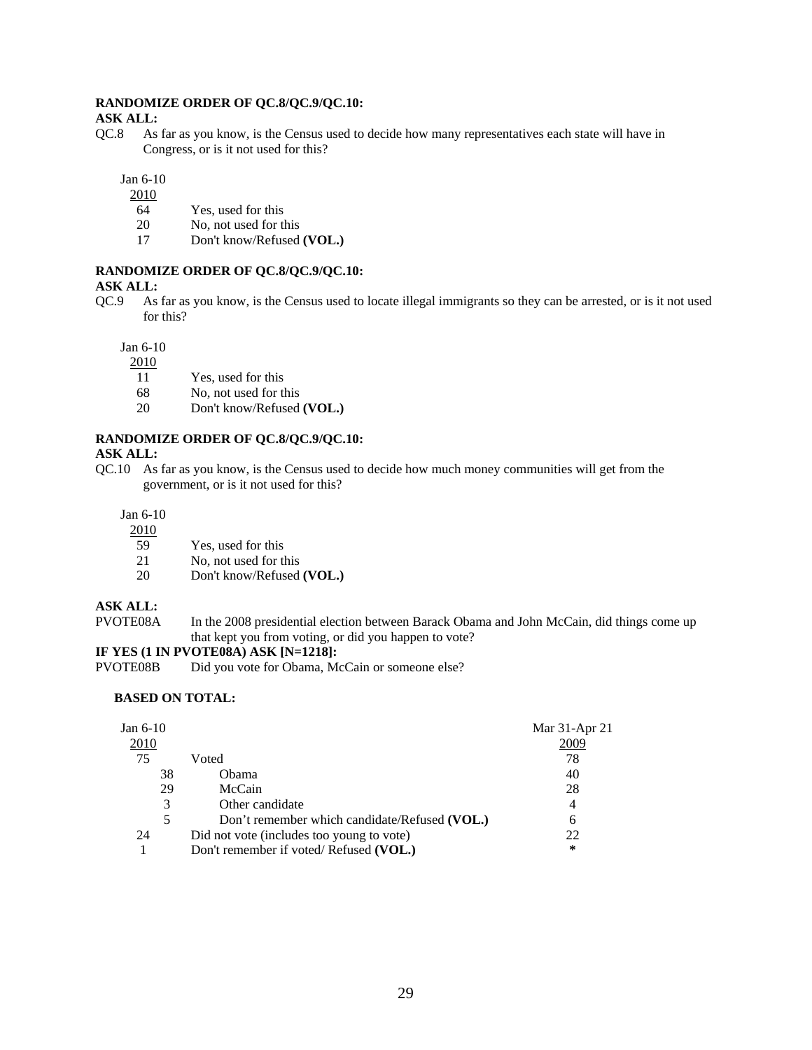**RANDOMIZE ORDER OF QC.8/QC.9/QC.10:**
**ASK ALL:**
QC.8 As far as you know, is the Census used to decide how many representatives each state will have in Congress, or is it not used for this?

| Jan 6-10 2010 | |
|---|---|
| 64 | Yes, used for this |
| 20 | No, not used for this |
| 17 | Don't know/Refused **(VOL.)** |

**RANDOMIZE ORDER OF QC.8/QC.9/QC.10:**
**ASK ALL:**
QC.9 As far as you know, is the Census used to locate illegal immigrants so they can be arrested, or is it not used for this?

| Jan 6-10 2010 | |
|---|---|
| 11 | Yes, used for this |
| 68 | No, not used for this |
| 20 | Don't know/Refused **(VOL.)** |

**RANDOMIZE ORDER OF QC.8/QC.9/QC.10:**
**ASK ALL:**
QC.10 As far as you know, is the Census used to decide how much money communities will get from the government, or is it not used for this?

| Jan 6-10 2010 | |
|---|---|
| 59 | Yes, used for this |
| 21 | No, not used for this |
| 20 | Don't know/Refused **(VOL.)** |

**ASK ALL:**
PVOTE08A In the 2008 presidential election between Barack Obama and John McCain, did things come up that kept you from voting, or did you happen to vote?
**IF YES (1 IN PVOTE08A) ASK [N=1218]:**
PVOTE08B Did you vote for Obama, McCain or someone else?

**BASED ON TOTAL:**

| Jan 6-10 2010 | | Mar 31-Apr 21 2009 |
|---|---|---|
| 75 | Voted | 78 |
| 38 | Obama | 40 |
| 29 | McCain | 28 |
| 3 | Other candidate | 4 |
| 5 | Don't remember which candidate/Refused **(VOL.)** | 6 |
| 24 | Did not vote (includes too young to vote) | 22 |
| 1 | Don't remember if voted/ Refused **(VOL.)** | * |